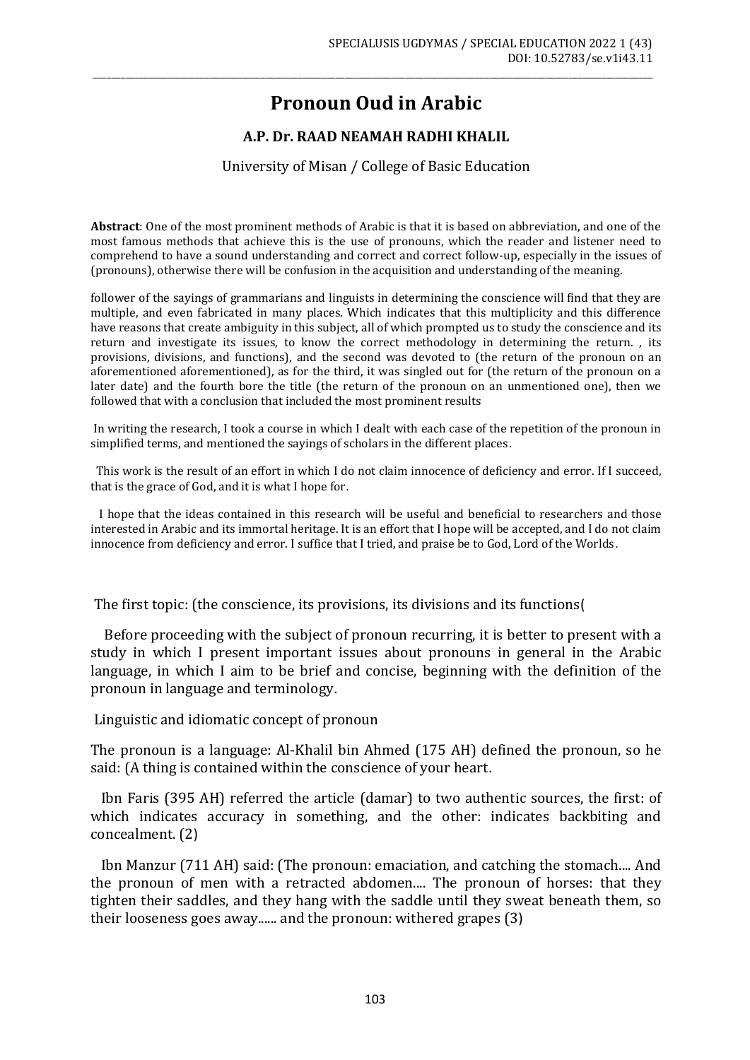# Pronoun Oud in Arabic

### A.P. Dr. RAAD NEAMAH RADHI KHALIL

University of Misan / College of Basic Education

**Abstract**: One of the most prominent methods of Arabic is that it is based on abbreviation, and one of the most famous methods that achieve this is the use of pronouns, which the reader and listener need to comprehend to have a sound understanding and correct and correct follow-up, especially in the issues of (pronouns), otherwise there will be confusion in the acquisition and understanding of the meaning.

follower of the sayings of grammarians and linguists in determining the conscience will find that they are multiple, and even fabricated in many places. Which indicates that this multiplicity and this difference have reasons that create ambiguity in this subject, all of which prompted us to study the conscience and its return and investigate its issues, to know the correct methodology in determining the return. , its provisions, divisions, and functions), and the second was devoted to (the return of the pronoun on an aforementioned aforementioned), as for the third, it was singled out for (the return of the pronoun on a later date) and the fourth bore the title (the return of the pronoun on an unmentioned one), then we followed that with a conclusion that included the most prominent results

In writing the research, I took a course in which I dealt with each case of the repetition of the pronoun in simplified terms, and mentioned the sayings of scholars in the different places.

This work is the result of an effort in which I do not claim innocence of deficiency and error. If I succeed, that is the grace of God, and it is what I hope for.

I hope that the ideas contained in this research will be useful and beneficial to researchers and those interested in Arabic and its immortal heritage. It is an effort that I hope will be accepted, and I do not claim innocence from deficiency and error. I suffice that I tried, and praise be to God, Lord of the Worlds.

The first topic: (the conscience, its provisions, its divisions and its functions(

Before proceeding with the subject of pronoun recurring, it is better to present with a study in which I present important issues about pronouns in general in the Arabic language, in which I aim to be brief and concise, beginning with the definition of the pronoun in language and terminology.

Linguistic and idiomatic concept of pronoun

The pronoun is a language: Al-Khalil bin Ahmed (175 AH) defined the pronoun, so he said: (A thing is contained within the conscience of your heart.

Ibn Faris (395 AH) referred the article (damar) to two authentic sources, the first: of which indicates accuracy in something, and the other: indicates backbiting and concealment. (2)

Ibn Manzur (711 AH) said: (The pronoun: emaciation, and catching the stomach.... And the pronoun of men with a retracted abdomen.... The pronoun of horses: that they tighten their saddles, and they hang with the saddle until they sweat beneath them, so their looseness goes away...... and the pronoun: withered grapes (3)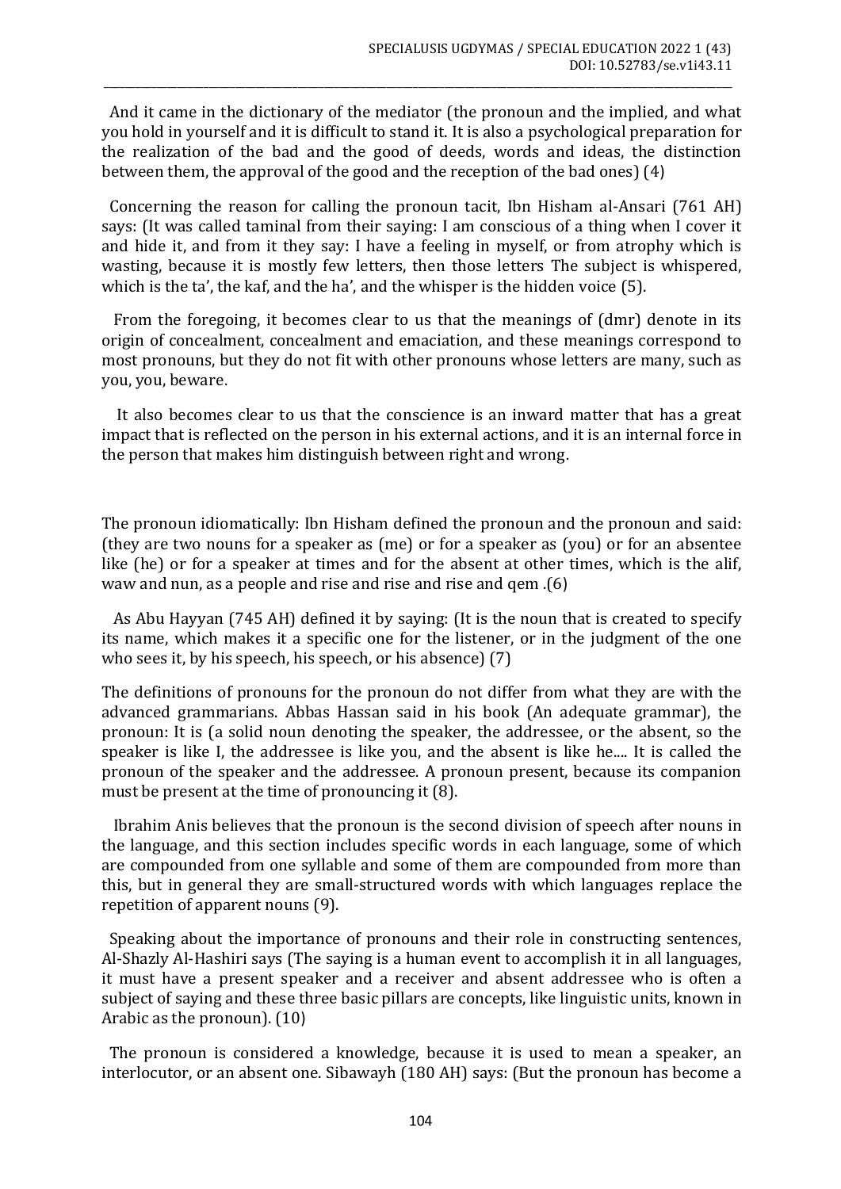And it came in the dictionary of the mediator (the pronoun and the implied, and what you hold in yourself and it is difficult to stand it. It is also a psychological preparation for the realization of the bad and the good of deeds, words and ideas, the distinction between them, the approval of the good and the reception of the bad ones) (4)

Concerning the reason for calling the pronoun tacit, Ibn Hisham al-Ansari (761 AH) says: (It was called taminal from their saying: I am conscious of a thing when I cover it and hide it, and from it they say: I have a feeling in myself, or from atrophy which is wasting, because it is mostly few letters, then those letters The subject is whispered, which is the ta', the kaf, and the ha', and the whisper is the hidden voice (5).

From the foregoing, it becomes clear to us that the meanings of (dmr) denote in its origin of concealment, concealment and emaciation, and these meanings correspond to most pronouns, but they do not fit with other pronouns whose letters are many, such as you, you, beware.

It also becomes clear to us that the conscience is an inward matter that has a great impact that is reflected on the person in his external actions, and it is an internal force in the person that makes him distinguish between right and wrong.

The pronoun idiomatically: Ibn Hisham defined the pronoun and the pronoun and said: (they are two nouns for a speaker as (me) or for a speaker as (you) or for an absentee like (he) or for a speaker at times and for the absent at other times, which is the alif, waw and nun, as a people and rise and rise and rise and qem .(6)

As Abu Hayyan (745 AH) defined it by saying: (It is the noun that is created to specify its name, which makes it a specific one for the listener, or in the judgment of the one who sees it, by his speech, his speech, or his absence) (7)

The definitions of pronouns for the pronoun do not differ from what they are with the advanced grammarians. Abbas Hassan said in his book (An adequate grammar), the pronoun: It is (a solid noun denoting the speaker, the addressee, or the absent, so the speaker is like I, the addressee is like you, and the absent is like he.... It is called the pronoun of the speaker and the addressee. A pronoun present, because its companion must be present at the time of pronouncing it (8).

Ibrahim Anis believes that the pronoun is the second division of speech after nouns in the language, and this section includes specific words in each language, some of which are compounded from one syllable and some of them are compounded from more than this, but in general they are small-structured words with which languages replace the repetition of apparent nouns (9).

Speaking about the importance of pronouns and their role in constructing sentences, Al-Shazly Al-Hashiri says (The saying is a human event to accomplish it in all languages, it must have a present speaker and a receiver and absent addressee who is often a subject of saying and these three basic pillars are concepts, like linguistic units, known in Arabic as the pronoun). (10)

The pronoun is considered a knowledge, because it is used to mean a speaker, an interlocutor, or an absent one. Sibawayh (180 AH) says: (But the pronoun has become a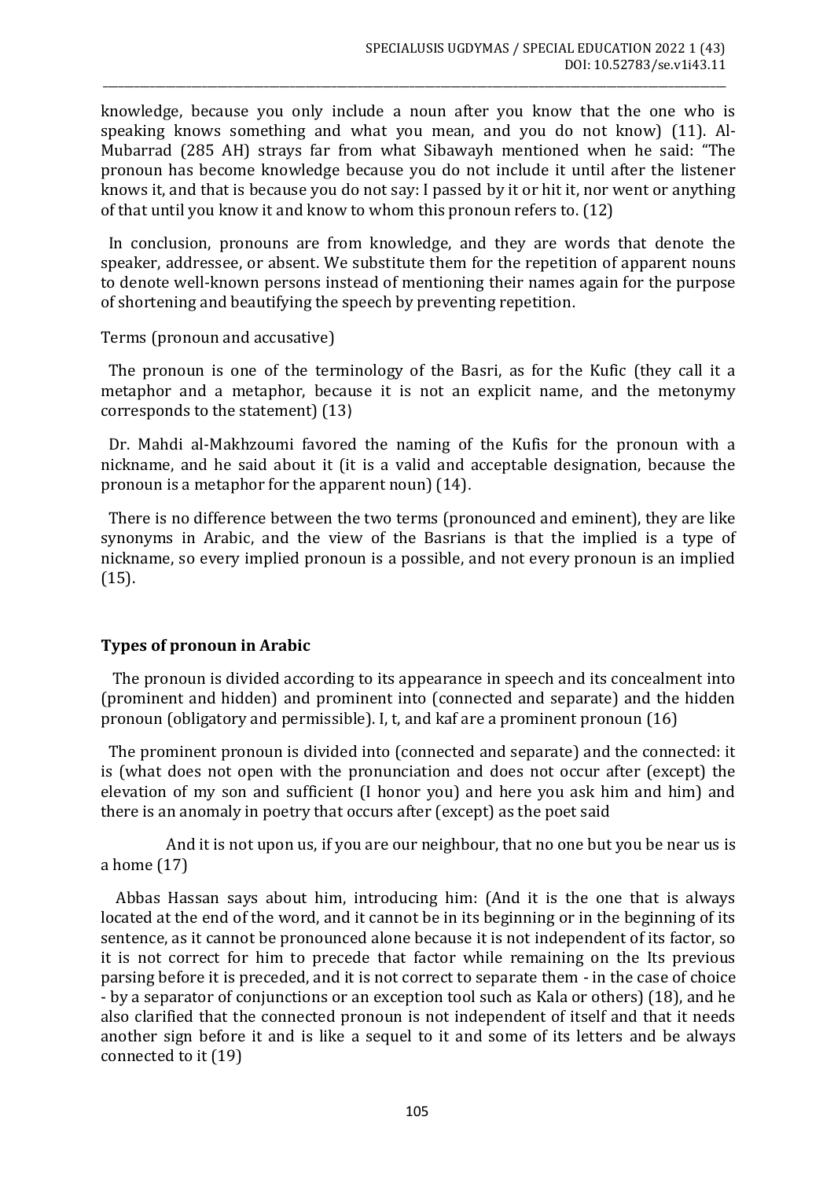knowledge, because you only include a noun after you know that the one who is speaking knows something and what you mean, and you do not know) (11). Al-Mubarrad (285 AH) strays far from what Sibawayh mentioned when he said: "The pronoun has become knowledge because you do not include it until after the listener knows it, and that is because you do not say: I passed by it or hit it, nor went or anything of that until you know it and know to whom this pronoun refers to. (12)

In conclusion, pronouns are from knowledge, and they are words that denote the speaker, addressee, or absent. We substitute them for the repetition of apparent nouns to denote well-known persons instead of mentioning their names again for the purpose of shortening and beautifying the speech by preventing repetition.

Terms (pronoun and accusative)

The pronoun is one of the terminology of the Basri, as for the Kufic (they call it a metaphor and a metaphor, because it is not an explicit name, and the metonymy corresponds to the statement) (13)

Dr. Mahdi al-Makhzoumi favored the naming of the Kufis for the pronoun with a nickname, and he said about it (it is a valid and acceptable designation, because the pronoun is a metaphor for the apparent noun) (14).

There is no difference between the two terms (pronounced and eminent), they are like synonyms in Arabic, and the view of the Basrians is that the implied is a type of nickname, so every implied pronoun is a possible, and not every pronoun is an implied (15).

## Types of pronoun in Arabic

The pronoun is divided according to its appearance in speech and its concealment into (prominent and hidden) and prominent into (connected and separate) and the hidden pronoun (obligatory and permissible). I, t, and kaf are a prominent pronoun (16)

The prominent pronoun is divided into (connected and separate) and the connected: it is (what does not open with the pronunciation and does not occur after (except) the elevation of my son and sufficient (I honor you) and here you ask him and him) and there is an anomaly in poetry that occurs after (except) as the poet said

And it is not upon us, if you are our neighbour, that no one but you be near us is a home (17)

Abbas Hassan says about him, introducing him: (And it is the one that is always located at the end of the word, and it cannot be in its beginning or in the beginning of its sentence, as it cannot be pronounced alone because it is not independent of its factor, so it is not correct for him to precede that factor while remaining on the Its previous parsing before it is preceded, and it is not correct to separate them - in the case of choice - by a separator of conjunctions or an exception tool such as Kala or others) (18), and he also clarified that the connected pronoun is not independent of itself and that it needs another sign before it and is like a sequel to it and some of its letters and be always connected to it (19)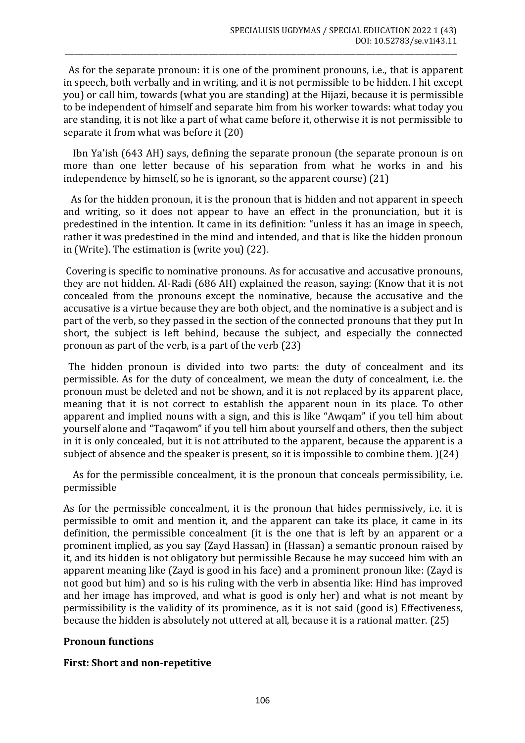As for the separate pronoun: it is one of the prominent pronouns, i.e., that is apparent in speech, both verbally and in writing, and it is not permissible to be hidden. I hit except you) or call him, towards (what you are standing) at the Hijazi, because it is permissible to be independent of himself and separate him from his worker towards: what today you are standing, it is not like a part of what came before it, otherwise it is not permissible to separate it from what was before it (20)

Ibn Ya'ish (643 AH) says, defining the separate pronoun (the separate pronoun is on more than one letter because of his separation from what he works in and his independence by himself, so he is ignorant, so the apparent course) (21)

As for the hidden pronoun, it is the pronoun that is hidden and not apparent in speech and writing, so it does not appear to have an effect in the pronunciation, but it is predestined in the intention. It came in its definition: "unless it has an image in speech, rather it was predestined in the mind and intended, and that is like the hidden pronoun in (Write). The estimation is (write you) (22).

Covering is specific to nominative pronouns. As for accusative and accusative pronouns, they are not hidden. Al-Radi (686 AH) explained the reason, saying: (Know that it is not concealed from the pronouns except the nominative, because the accusative and the accusative is a virtue because they are both object, and the nominative is a subject and is part of the verb, so they passed in the section of the connected pronouns that they put In short, the subject is left behind, because the subject, and especially the connected pronoun as part of the verb, is a part of the verb (23)

The hidden pronoun is divided into two parts: the duty of concealment and its permissible. As for the duty of concealment, we mean the duty of concealment, i.e. the pronoun must be deleted and not be shown, and it is not replaced by its apparent place, meaning that it is not correct to establish the apparent noun in its place. To other apparent and implied nouns with a sign, and this is like "Awqam" if you tell him about yourself alone and "Taqawom" if you tell him about yourself and others, then the subject in it is only concealed, but it is not attributed to the apparent, because the apparent is a subject of absence and the speaker is present, so it is impossible to combine them. )(24)

As for the permissible concealment, it is the pronoun that conceals permissibility, i.e. permissible

As for the permissible concealment, it is the pronoun that hides permissively, i.e. it is permissible to omit and mention it, and the apparent can take its place, it came in its definition, the permissible concealment (it is the one that is left by an apparent or a prominent implied, as you say (Zayd Hassan) in (Hassan) a semantic pronoun raised by it, and its hidden is not obligatory but permissible Because he may succeed him with an apparent meaning like (Zayd is good in his face) and a prominent pronoun like: (Zayd is not good but him) and so is his ruling with the verb in absentia like: Hind has improved and her image has improved, and what is good is only her) and what is not meant by permissibility is the validity of its prominence, as it is not said (good is) Effectiveness, because the hidden is absolutely not uttered at all, because it is a rational matter. (25)

## Pronoun functions

### First: Short and non-repetitive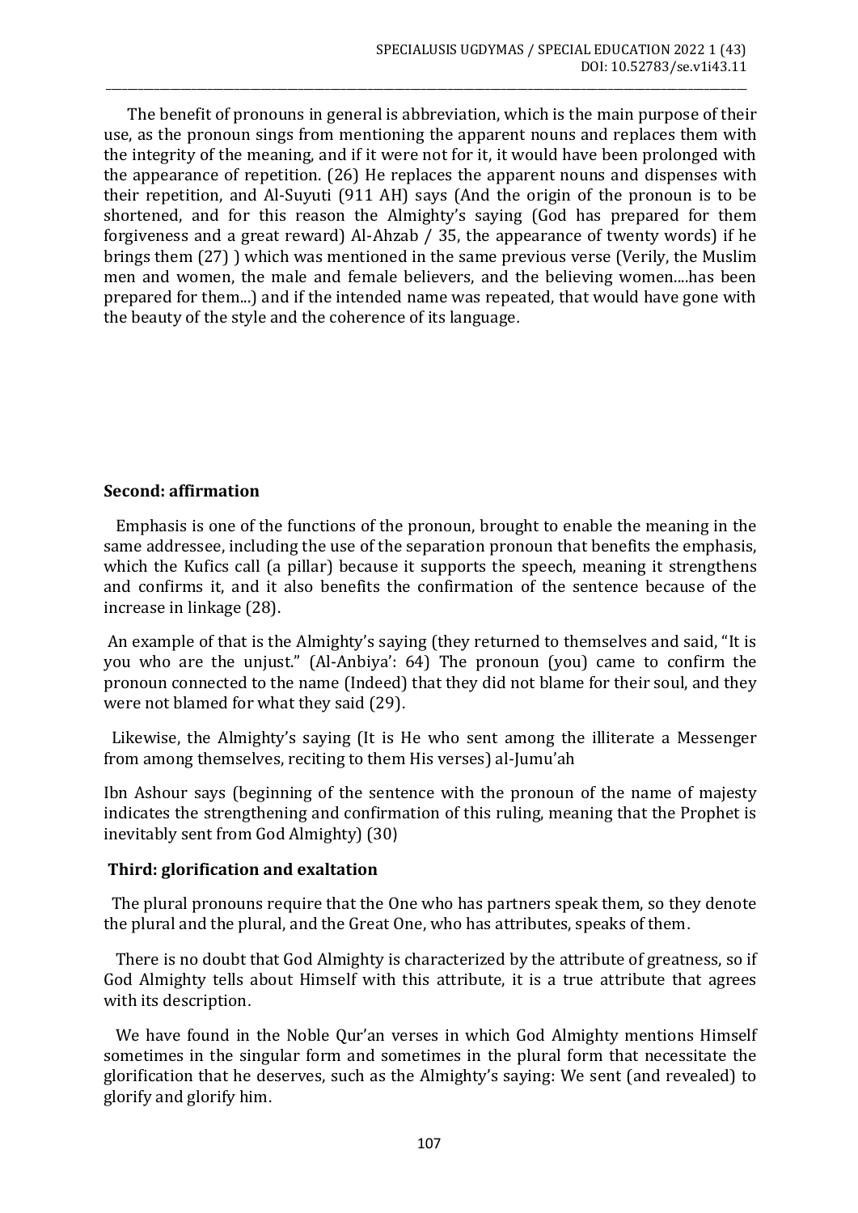The benefit of pronouns in general is abbreviation, which is the main purpose of their use, as the pronoun sings from mentioning the apparent nouns and replaces them with the integrity of the meaning, and if it were not for it, it would have been prolonged with the appearance of repetition. (26) He replaces the apparent nouns and dispenses with their repetition, and Al-Suyuti (911 AH) says (And the origin of the pronoun is to be shortened, and for this reason the Almighty's saying (God has prepared for them forgiveness and a great reward) Al-Ahzab / 35, the appearance of twenty words) if he brings them (27) ) which was mentioned in the same previous verse (Verily, the Muslim men and women, the male and female believers, and the believing women....has been prepared for them...) and if the intended name was repeated, that would have gone with the beauty of the style and the coherence of its language.

**Second: affirmation**

Emphasis is one of the functions of the pronoun, brought to enable the meaning in the same addressee, including the use of the separation pronoun that benefits the emphasis, which the Kufics call (a pillar) because it supports the speech, meaning it strengthens and confirms it, and it also benefits the confirmation of the sentence because of the increase in linkage (28).

An example of that is the Almighty's saying (they returned to themselves and said, "It is you who are the unjust." (Al-Anbiya': 64) The pronoun (you) came to confirm the pronoun connected to the name (Indeed) that they did not blame for their soul, and they were not blamed for what they said (29).

Likewise, the Almighty's saying (It is He who sent among the illiterate a Messenger from among themselves, reciting to them His verses) al-Jumu'ah

Ibn Ashour says (beginning of the sentence with the pronoun of the name of majesty indicates the strengthening and confirmation of this ruling, meaning that the Prophet is inevitably sent from God Almighty) (30)

**Third: glorification and exaltation**

The plural pronouns require that the One who has partners speak them, so they denote the plural and the plural, and the Great One, who has attributes, speaks of them.

There is no doubt that God Almighty is characterized by the attribute of greatness, so if God Almighty tells about Himself with this attribute, it is a true attribute that agrees with its description.

We have found in the Noble Qur'an verses in which God Almighty mentions Himself sometimes in the singular form and sometimes in the plural form that necessitate the glorification that he deserves, such as the Almighty's saying: We sent (and revealed) to glorify and glorify him.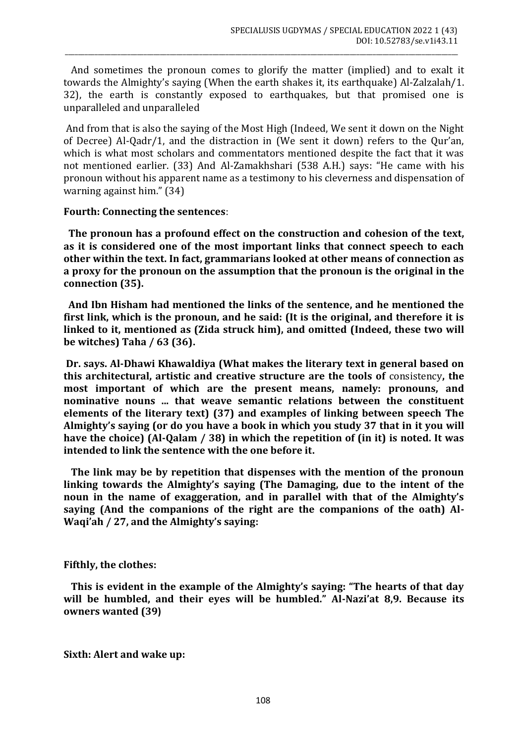And sometimes the pronoun comes to glorify the matter (implied) and to exalt it towards the Almighty's saying (When the earth shakes it, its earthquake) Al-Zalzalah/1. 32), the earth is constantly exposed to earthquakes, but that promised one is unparalleled and unparalleled

And from that is also the saying of the Most High (Indeed, We sent it down on the Night of Decree) Al-Qadr/1, and the distraction in (We sent it down) refers to the Qur'an, which is what most scholars and commentators mentioned despite the fact that it was not mentioned earlier. (33) And Al-Zamakhshari (538 A.H.) says: "He came with his pronoun without his apparent name as a testimony to his cleverness and dispensation of warning against him." (34)

**Fourth: Connecting the sentences**:

**The pronoun has a profound effect on the construction and cohesion of the text, as it is considered one of the most important links that connect speech to each other within the text. In fact, grammarians looked at other means of connection as a proxy for the pronoun on the assumption that the pronoun is the original in the connection (35).**

**And Ibn Hisham had mentioned the links of the sentence, and he mentioned the first link, which is the pronoun, and he said: (It is the original, and therefore it is linked to it, mentioned as (Zida struck him), and omitted (Indeed, these two will be witches) Taha / 63 (36).**

**Dr. says. Al-Dhawi Khawaldiya (What makes the literary text in general based on this architectural, artistic and creative structure are the tools of** consistency**, the most important of which are the present means, namely: pronouns, and nominative nouns ... that weave semantic relations between the constituent elements of the literary text) (37) and examples of linking between speech The Almighty's saying (or do you have a book in which you study 37 that in it you will have the choice) (Al-Qalam / 38) in which the repetition of (in it) is noted. It was intended to link the sentence with the one before it.**

**The link may be by repetition that dispenses with the mention of the pronoun linking towards the Almighty's saying (The Damaging, due to the intent of the noun in the name of exaggeration, and in parallel with that of the Almighty's saying (And the companions of the right are the companions of the oath) Al-Waqi'ah / 27, and the Almighty's saying:**

**Fifthly, the clothes:**

**This is evident in the example of the Almighty's saying: "The hearts of that day will be humbled, and their eyes will be humbled." Al-Nazi'at 8,9. Because its owners wanted (39)**

**Sixth: Alert and wake up:**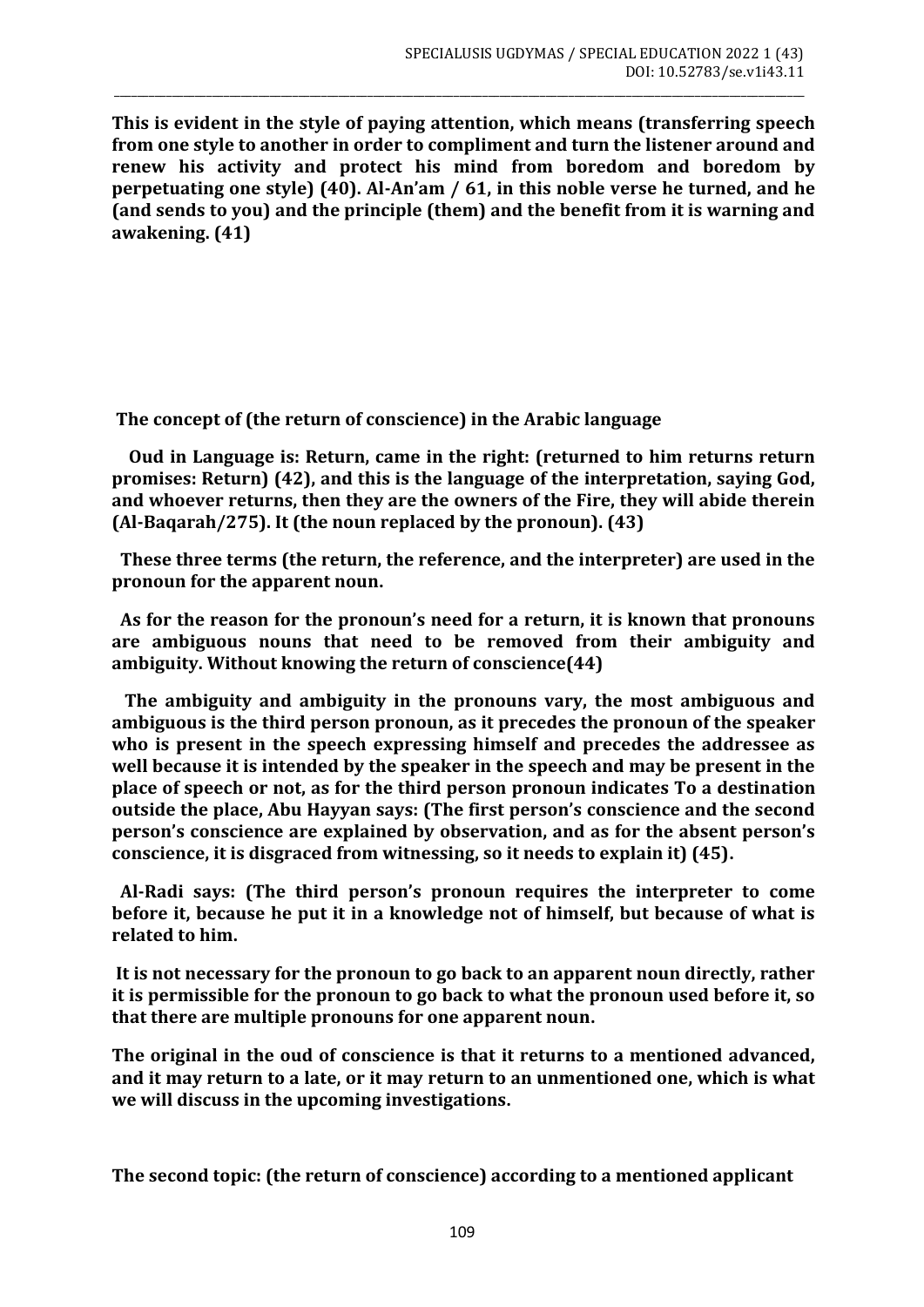**This is evident in the style of paying attention, which means (transferring speech from one style to another in order to compliment and turn the listener around and renew his activity and protect his mind from boredom and boredom by perpetuating one style) (40). Al-An'am / 61, in this noble verse he turned, and he (and sends to you) and the principle (them) and the benefit from it is warning and awakening. (41)**

**The concept of (the return of conscience) in the Arabic language**

**Oud in Language is: Return, came in the right: (returned to him returns return promises: Return) (42), and this is the language of the interpretation, saying God, and whoever returns, then they are the owners of the Fire, they will abide therein (Al-Baqarah/275). It (the noun replaced by the pronoun). (43)**

**These three terms (the return, the reference, and the interpreter) are used in the pronoun for the apparent noun.**

**As for the reason for the pronoun's need for a return, it is known that pronouns are ambiguous nouns that need to be removed from their ambiguity and ambiguity. Without knowing the return of conscience(44)**

**The ambiguity and ambiguity in the pronouns vary, the most ambiguous and ambiguous is the third person pronoun, as it precedes the pronoun of the speaker who is present in the speech expressing himself and precedes the addressee as well because it is intended by the speaker in the speech and may be present in the place of speech or not, as for the third person pronoun indicates To a destination outside the place, Abu Hayyan says: (The first person's conscience and the second person's conscience are explained by observation, and as for the absent person's conscience, it is disgraced from witnessing, so it needs to explain it) (45).**

**Al-Radi says: (The third person's pronoun requires the interpreter to come before it, because he put it in a knowledge not of himself, but because of what is related to him.**

**It is not necessary for the pronoun to go back to an apparent noun directly, rather it is permissible for the pronoun to go back to what the pronoun used before it, so that there are multiple pronouns for one apparent noun.**

**The original in the oud of conscience is that it returns to a mentioned advanced, and it may return to a late, or it may return to an unmentioned one, which is what we will discuss in the upcoming investigations.**

**The second topic: (the return of conscience) according to a mentioned applicant**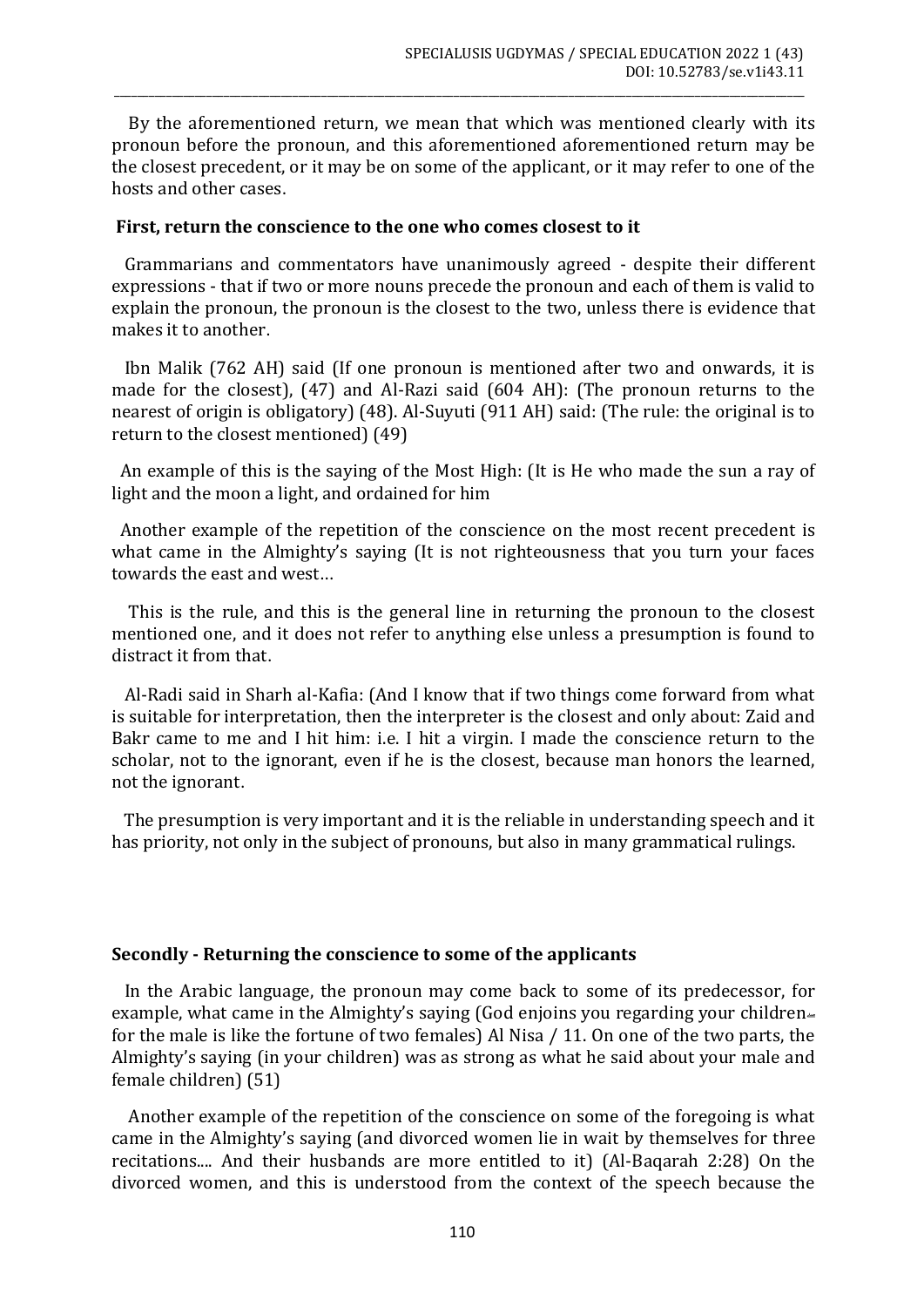By the aforementioned return, we mean that which was mentioned clearly with its pronoun before the pronoun, and this aforementioned aforementioned return may be the closest precedent, or it may be on some of the applicant, or it may refer to one of the hosts and other cases.

**First, return the conscience to the one who comes closest to it**

Grammarians and commentators have unanimously agreed - despite their different expressions - that if two or more nouns precede the pronoun and each of them is valid to explain the pronoun, the pronoun is the closest to the two, unless there is evidence that makes it to another.

Ibn Malik (762 AH) said (If one pronoun is mentioned after two and onwards, it is made for the closest), (47) and Al-Razi said (604 AH): (The pronoun returns to the nearest of origin is obligatory) (48). Al-Suyuti (911 AH) said: (The rule: the original is to return to the closest mentioned) (49)

An example of this is the saying of the Most High: (It is He who made the sun a ray of light and the moon a light, and ordained for him

Another example of the repetition of the conscience on the most recent precedent is what came in the Almighty's saying (It is not righteousness that you turn your faces towards the east and west…

This is the rule, and this is the general line in returning the pronoun to the closest mentioned one, and it does not refer to anything else unless a presumption is found to distract it from that.

Al-Radi said in Sharh al-Kafia: (And I know that if two things come forward from what is suitable for interpretation, then the interpreter is the closest and only about: Zaid and Bakr came to me and I hit him: i.e. I hit a virgin. I made the conscience return to the scholar, not to the ignorant, even if he is the closest, because man honors the learned, not the ignorant.

The presumption is very important and it is the reliable in understanding speech and it has priority, not only in the subject of pronouns, but also in many grammatical rulings.

**Secondly - Returning the conscience to some of the applicants**

In the Arabic language, the pronoun may come back to some of its predecessor, for example, what came in the Almighty's saying (God enjoins you regarding your children for the male is like the fortune of two females) Al Nisa / 11. On one of the two parts, the Almighty's saying (in your children) was as strong as what he said about your male and female children) (51)

Another example of the repetition of the conscience on some of the foregoing is what came in the Almighty's saying (and divorced women lie in wait by themselves for three recitations.... And their husbands are more entitled to it) (Al-Baqarah 2:28) On the divorced women, and this is understood from the context of the speech because the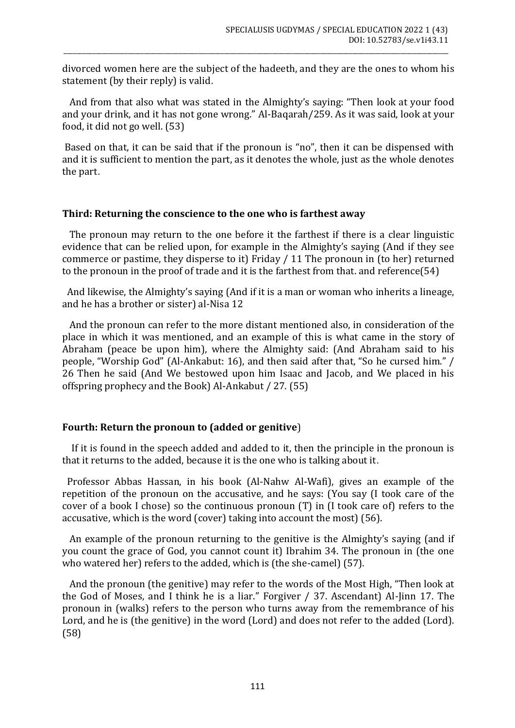divorced women here are the subject of the hadeeth, and they are the ones to whom his statement (by their reply) is valid.

And from that also what was stated in the Almighty's saying: "Then look at your food and your drink, and it has not gone wrong." Al-Baqarah/259. As it was said, look at your food, it did not go well. (53)

Based on that, it can be said that if the pronoun is "no", then it can be dispensed with and it is sufficient to mention the part, as it denotes the whole, just as the whole denotes the part.

**Third: Returning the conscience to the one who is farthest away**

The pronoun may return to the one before it the farthest if there is a clear linguistic evidence that can be relied upon, for example in the Almighty's saying (And if they see commerce or pastime, they disperse to it) Friday / 11 The pronoun in (to her) returned to the pronoun in the proof of trade and it is the farthest from that. and reference(54)

And likewise, the Almighty's saying (And if it is a man or woman who inherits a lineage, and he has a brother or sister) al-Nisa 12

And the pronoun can refer to the more distant mentioned also, in consideration of the place in which it was mentioned, and an example of this is what came in the story of Abraham (peace be upon him), where the Almighty said: (And Abraham said to his people, "Worship God" (Al-Ankabut: 16), and then said after that, "So he cursed him." / 26 Then he said (And We bestowed upon him Isaac and Jacob, and We placed in his offspring prophecy and the Book) Al-Ankabut / 27. (55)

**Fourth: Return the pronoun to (added or genitive**)

If it is found in the speech added and added to it, then the principle in the pronoun is that it returns to the added, because it is the one who is talking about it.

Professor Abbas Hassan, in his book (Al-Nahw Al-Wafi), gives an example of the repetition of the pronoun on the accusative, and he says: (You say (I took care of the cover of a book I chose) so the continuous pronoun (T) in (I took care of) refers to the accusative, which is the word (cover) taking into account the most) (56).

An example of the pronoun returning to the genitive is the Almighty's saying (and if you count the grace of God, you cannot count it) Ibrahim 34. The pronoun in (the one who watered her) refers to the added, which is (the she-camel) (57).

And the pronoun (the genitive) may refer to the words of the Most High, "Then look at the God of Moses, and I think he is a liar." Forgiver / 37. Ascendant) Al-Jinn 17. The pronoun in (walks) refers to the person who turns away from the remembrance of his Lord, and he is (the genitive) in the word (Lord) and does not refer to the added (Lord). (58)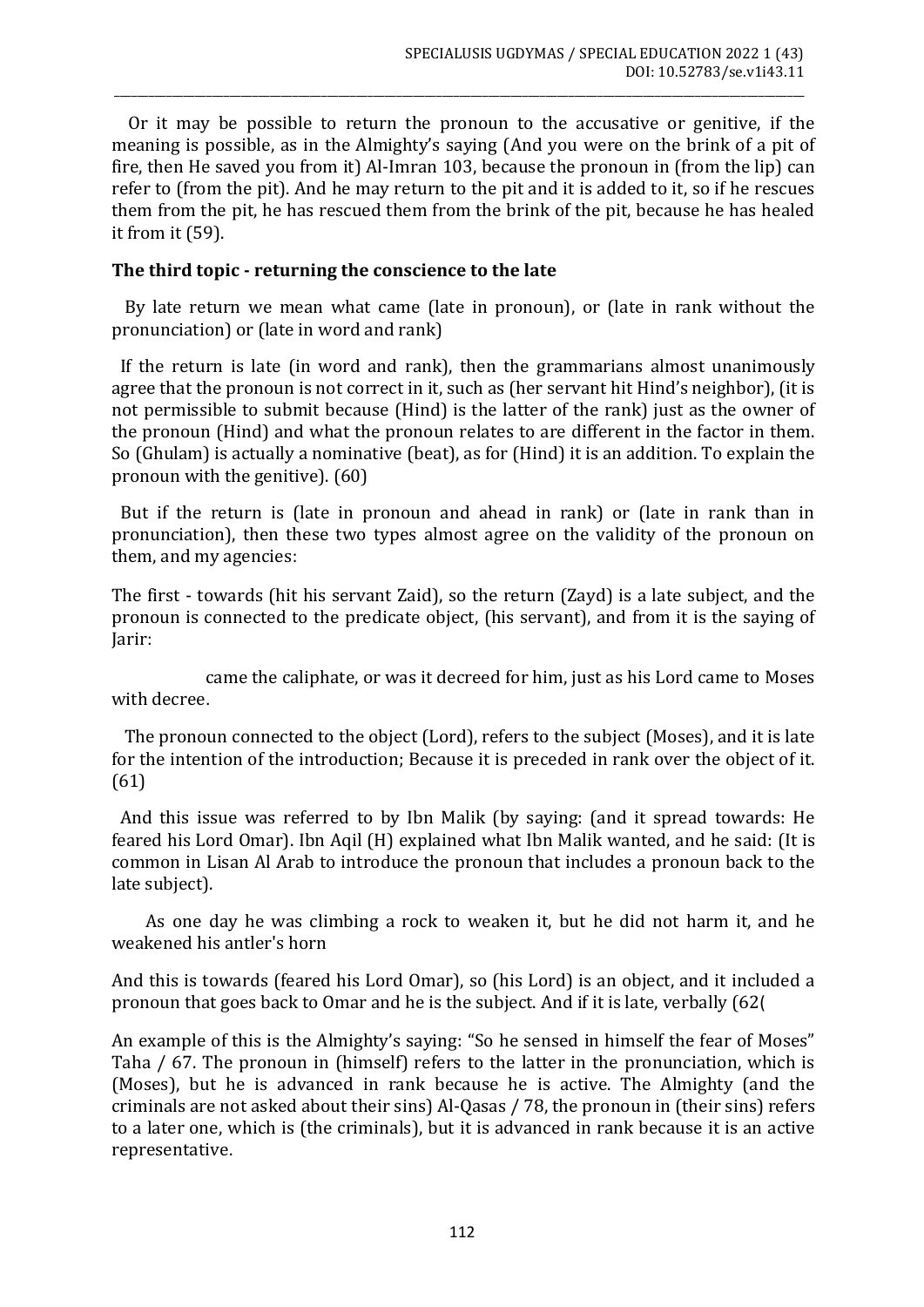Or it may be possible to return the pronoun to the accusative or genitive, if the meaning is possible, as in the Almighty's saying (And you were on the brink of a pit of fire, then He saved you from it) Al-Imran 103, because the pronoun in (from the lip) can refer to (from the pit). And he may return to the pit and it is added to it, so if he rescues them from the pit, he has rescued them from the brink of the pit, because he has healed it from it (59).

**The third topic - returning the conscience to the late**

By late return we mean what came (late in pronoun), or (late in rank without the pronunciation) or (late in word and rank)

If the return is late (in word and rank), then the grammarians almost unanimously agree that the pronoun is not correct in it, such as (her servant hit Hind's neighbor), (it is not permissible to submit because (Hind) is the latter of the rank) just as the owner of the pronoun (Hind) and what the pronoun relates to are different in the factor in them. So (Ghulam) is actually a nominative (beat), as for (Hind) it is an addition. To explain the pronoun with the genitive). (60)

But if the return is (late in pronoun and ahead in rank) or (late in rank than in pronunciation), then these two types almost agree on the validity of the pronoun on them, and my agencies:

The first - towards (hit his servant Zaid), so the return (Zayd) is a late subject, and the pronoun is connected to the predicate object, (his servant), and from it is the saying of Jarir:

came the caliphate, or was it decreed for him, just as his Lord came to Moses with decree.

The pronoun connected to the object (Lord), refers to the subject (Moses), and it is late for the intention of the introduction; Because it is preceded in rank over the object of it. (61)

And this issue was referred to by Ibn Malik (by saying: (and it spread towards: He feared his Lord Omar). Ibn Aqil (H) explained what Ibn Malik wanted, and he said: (It is common in Lisan Al Arab to introduce the pronoun that includes a pronoun back to the late subject).

As one day he was climbing a rock to weaken it, but he did not harm it, and he weakened his antler's horn

And this is towards (feared his Lord Omar), so (his Lord) is an object, and it included a pronoun that goes back to Omar and he is the subject. And if it is late, verbally (62(

An example of this is the Almighty's saying: "So he sensed in himself the fear of Moses" Taha / 67. The pronoun in (himself) refers to the latter in the pronunciation, which is (Moses), but he is advanced in rank because he is active. The Almighty (and the criminals are not asked about their sins) Al-Qasas / 78, the pronoun in (their sins) refers to a later one, which is (the criminals), but it is advanced in rank because it is an active representative.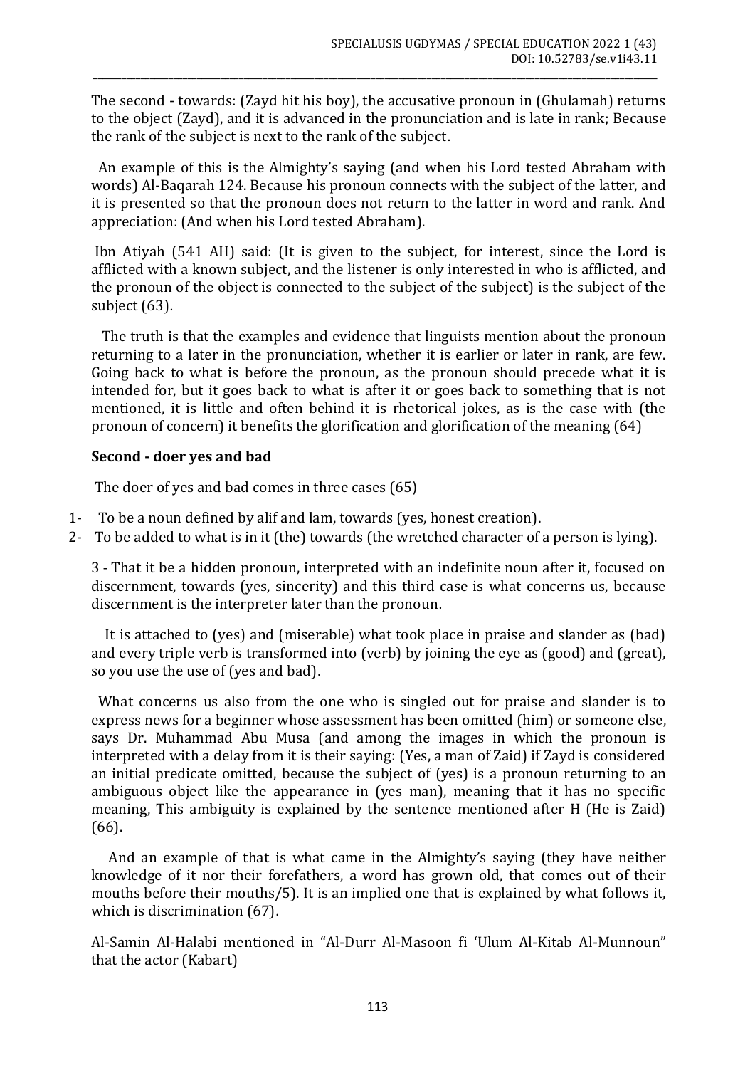The second - towards: (Zayd hit his boy), the accusative pronoun in (Ghulamah) returns to the object (Zayd), and it is advanced in the pronunciation and is late in rank; Because the rank of the subject is next to the rank of the subject.

An example of this is the Almighty's saying (and when his Lord tested Abraham with words) Al-Baqarah 124. Because his pronoun connects with the subject of the latter, and it is presented so that the pronoun does not return to the latter in word and rank. And appreciation: (And when his Lord tested Abraham).

Ibn Atiyah (541 AH) said: (It is given to the subject, for interest, since the Lord is afflicted with a known subject, and the listener is only interested in who is afflicted, and the pronoun of the object is connected to the subject of the subject) is the subject of the subject (63).

The truth is that the examples and evidence that linguists mention about the pronoun returning to a later in the pronunciation, whether it is earlier or later in rank, are few. Going back to what is before the pronoun, as the pronoun should precede what it is intended for, but it goes back to what is after it or goes back to something that is not mentioned, it is little and often behind it is rhetorical jokes, as is the case with (the pronoun of concern) it benefits the glorification and glorification of the meaning (64)

**Second - doer yes and bad**

The doer of yes and bad comes in three cases (65)

1- To be a noun defined by alif and lam, towards (yes, honest creation).
2- To be added to what is in it (the) towards (the wretched character of a person is lying).

3 - That it be a hidden pronoun, interpreted with an indefinite noun after it, focused on discernment, towards (yes, sincerity) and this third case is what concerns us, because discernment is the interpreter later than the pronoun.

It is attached to (yes) and (miserable) what took place in praise and slander as (bad) and every triple verb is transformed into (verb) by joining the eye as (good) and (great), so you use the use of (yes and bad).

What concerns us also from the one who is singled out for praise and slander is to express news for a beginner whose assessment has been omitted (him) or someone else, says Dr. Muhammad Abu Musa (and among the images in which the pronoun is interpreted with a delay from it is their saying: (Yes, a man of Zaid) if Zayd is considered an initial predicate omitted, because the subject of (yes) is a pronoun returning to an ambiguous object like the appearance in (yes man), meaning that it has no specific meaning, This ambiguity is explained by the sentence mentioned after H (He is Zaid) (66).

And an example of that is what came in the Almighty's saying (they have neither knowledge of it nor their forefathers, a word has grown old, that comes out of their mouths before their mouths/5). It is an implied one that is explained by what follows it, which is discrimination (67).

Al-Samin Al-Halabi mentioned in "Al-Durr Al-Masoon fi 'Ulum Al-Kitab Al-Munnoun" that the actor (Kabart)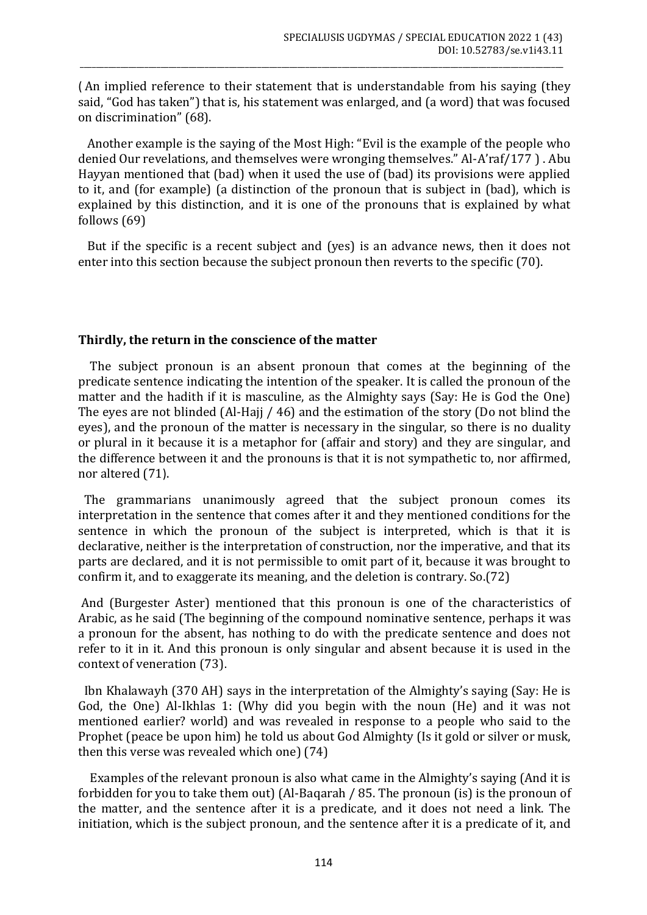( An implied reference to their statement that is understandable from his saying (they said, "God has taken") that is, his statement was enlarged, and (a word) that was focused on discrimination" (68).

Another example is the saying of the Most High: "Evil is the example of the people who denied Our revelations, and themselves were wronging themselves." Al-A'raf/177 ) . Abu Hayyan mentioned that (bad) when it used the use of (bad) its provisions were applied to it, and (for example) (a distinction of the pronoun that is subject in (bad), which is explained by this distinction, and it is one of the pronouns that is explained by what follows (69)

But if the specific is a recent subject and (yes) is an advance news, then it does not enter into this section because the subject pronoun then reverts to the specific (70).

**Thirdly, the return in the conscience of the matter**

The subject pronoun is an absent pronoun that comes at the beginning of the predicate sentence indicating the intention of the speaker. It is called the pronoun of the matter and the hadith if it is masculine, as the Almighty says (Say: He is God the One) The eyes are not blinded (Al-Hajj / 46) and the estimation of the story (Do not blind the eyes), and the pronoun of the matter is necessary in the singular, so there is no duality or plural in it because it is a metaphor for (affair and story) and they are singular, and the difference between it and the pronouns is that it is not sympathetic to, nor affirmed, nor altered (71).

The grammarians unanimously agreed that the subject pronoun comes its interpretation in the sentence that comes after it and they mentioned conditions for the sentence in which the pronoun of the subject is interpreted, which is that it is declarative, neither is the interpretation of construction, nor the imperative, and that its parts are declared, and it is not permissible to omit part of it, because it was brought to confirm it, and to exaggerate its meaning, and the deletion is contrary. So.(72)

And (Burgester Aster) mentioned that this pronoun is one of the characteristics of Arabic, as he said (The beginning of the compound nominative sentence, perhaps it was a pronoun for the absent, has nothing to do with the predicate sentence and does not refer to it in it. And this pronoun is only singular and absent because it is used in the context of veneration (73).

Ibn Khalawayh (370 AH) says in the interpretation of the Almighty's saying (Say: He is God, the One) Al-Ikhlas 1: (Why did you begin with the noun (He) and it was not mentioned earlier? world) and was revealed in response to a people who said to the Prophet (peace be upon him) he told us about God Almighty (Is it gold or silver or musk, then this verse was revealed which one) (74)

Examples of the relevant pronoun is also what came in the Almighty's saying (And it is forbidden for you to take them out) (Al-Baqarah / 85. The pronoun (is) is the pronoun of the matter, and the sentence after it is a predicate, and it does not need a link. The initiation, which is the subject pronoun, and the sentence after it is a predicate of it, and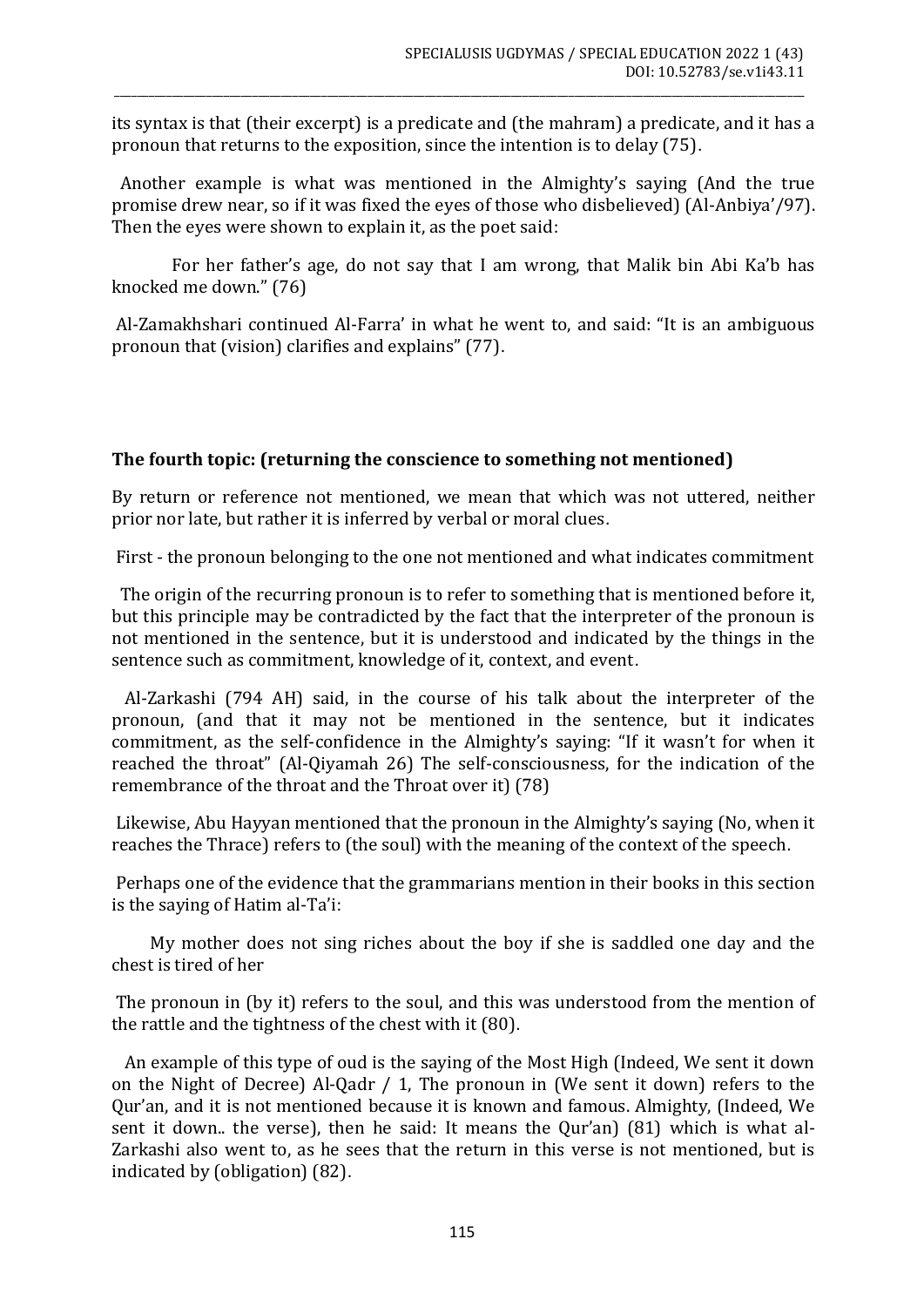its syntax is that (their excerpt) is a predicate and (the mahram) a predicate, and it has a pronoun that returns to the exposition, since the intention is to delay (75).

Another example is what was mentioned in the Almighty's saying (And the true promise drew near, so if it was fixed the eyes of those who disbelieved) (Al-Anbiya'/97). Then the eyes were shown to explain it, as the poet said:

For her father's age, do not say that I am wrong, that Malik bin Abi Ka'b has knocked me down." (76)

Al-Zamakhshari continued Al-Farra' in what he went to, and said: "It is an ambiguous pronoun that (vision) clarifies and explains" (77).

## The fourth topic: (returning the conscience to something not mentioned)

By return or reference not mentioned, we mean that which was not uttered, neither prior nor late, but rather it is inferred by verbal or moral clues.

First - the pronoun belonging to the one not mentioned and what indicates commitment

The origin of the recurring pronoun is to refer to something that is mentioned before it, but this principle may be contradicted by the fact that the interpreter of the pronoun is not mentioned in the sentence, but it is understood and indicated by the things in the sentence such as commitment, knowledge of it, context, and event.

Al-Zarkashi (794 AH) said, in the course of his talk about the interpreter of the pronoun, (and that it may not be mentioned in the sentence, but it indicates commitment, as the self-confidence in the Almighty's saying: "If it wasn't for when it reached the throat" (Al-Qiyamah 26) The self-consciousness, for the indication of the remembrance of the throat and the Throat over it) (78)

Likewise, Abu Hayyan mentioned that the pronoun in the Almighty's saying (No, when it reaches the Thrace) refers to (the soul) with the meaning of the context of the speech.

Perhaps one of the evidence that the grammarians mention in their books in this section is the saying of Hatim al-Ta'i:

My mother does not sing riches about the boy if she is saddled one day and the chest is tired of her

The pronoun in (by it) refers to the soul, and this was understood from the mention of the rattle and the tightness of the chest with it (80).

An example of this type of oud is the saying of the Most High (Indeed, We sent it down on the Night of Decree) Al-Qadr / 1, The pronoun in (We sent it down) refers to the Qur'an, and it is not mentioned because it is known and famous. Almighty, (Indeed, We sent it down.. the verse), then he said: It means the Qur'an) (81) which is what al-Zarkashi also went to, as he sees that the return in this verse is not mentioned, but is indicated by (obligation) (82).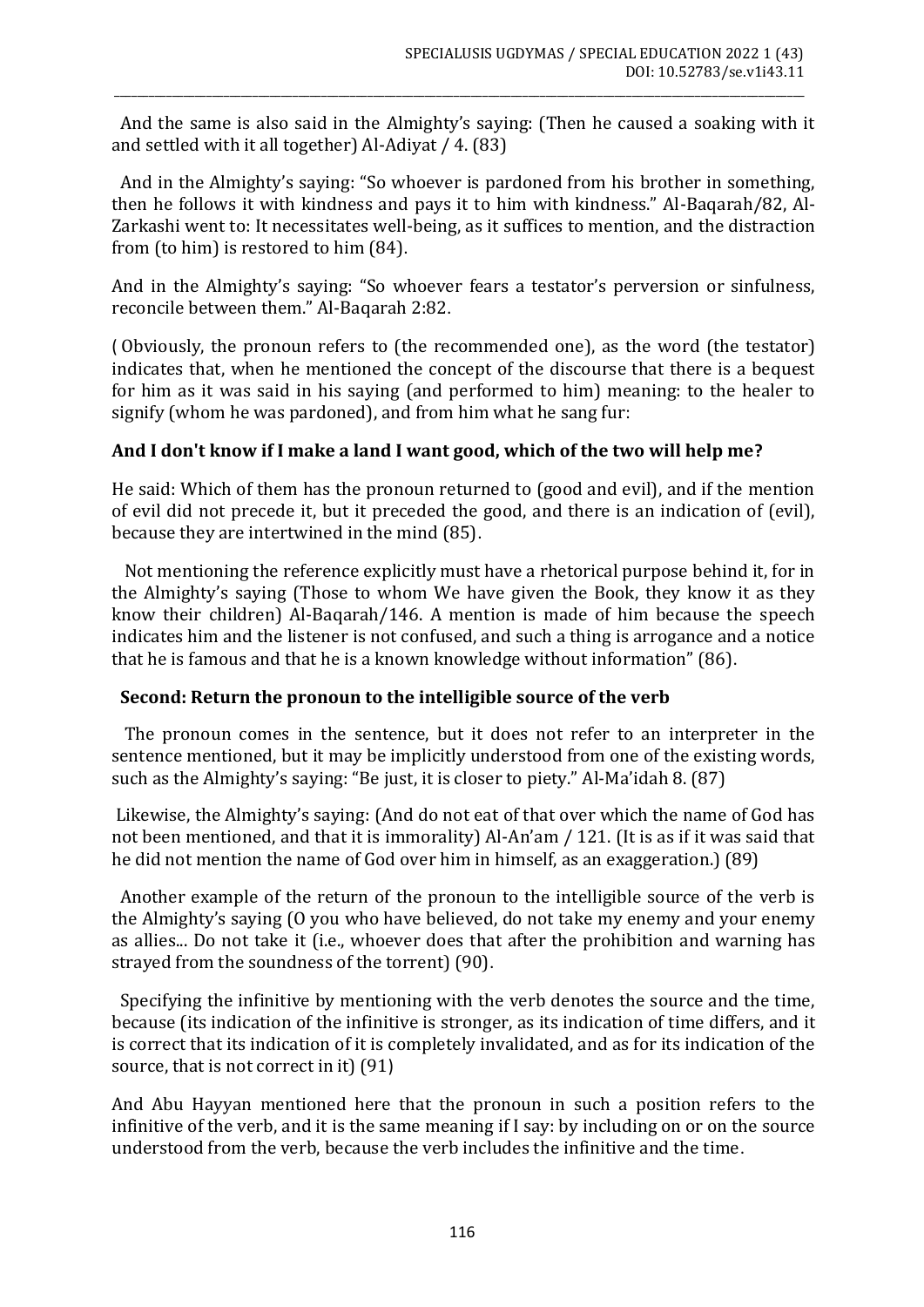And the same is also said in the Almighty's saying: (Then he caused a soaking with it and settled with it all together) Al-Adiyat / 4. (83)

And in the Almighty's saying: "So whoever is pardoned from his brother in something, then he follows it with kindness and pays it to him with kindness." Al-Baqarah/82, Al-Zarkashi went to: It necessitates well-being, as it suffices to mention, and the distraction from (to him) is restored to him (84).

And in the Almighty's saying: "So whoever fears a testator's perversion or sinfulness, reconcile between them." Al-Baqarah 2:82.

( Obviously, the pronoun refers to (the recommended one), as the word (the testator) indicates that, when he mentioned the concept of the discourse that there is a bequest for him as it was said in his saying (and performed to him) meaning: to the healer to signify (whom he was pardoned), and from him what he sang fur:

**And I don't know if I make a land I want good, which of the two will help me?**

He said: Which of them has the pronoun returned to (good and evil), and if the mention of evil did not precede it, but it preceded the good, and there is an indication of (evil), because they are intertwined in the mind (85).

Not mentioning the reference explicitly must have a rhetorical purpose behind it, for in the Almighty's saying (Those to whom We have given the Book, they know it as they know their children) Al-Baqarah/146. A mention is made of him because the speech indicates him and the listener is not confused, and such a thing is arrogance and a notice that he is famous and that he is a known knowledge without information" (86).

### Second: Return the pronoun to the intelligible source of the verb

The pronoun comes in the sentence, but it does not refer to an interpreter in the sentence mentioned, but it may be implicitly understood from one of the existing words, such as the Almighty's saying: "Be just, it is closer to piety." Al-Ma'idah 8. (87)

Likewise, the Almighty's saying: (And do not eat of that over which the name of God has not been mentioned, and that it is immorality) Al-An'am / 121. (It is as if it was said that he did not mention the name of God over him in himself, as an exaggeration.) (89)

Another example of the return of the pronoun to the intelligible source of the verb is the Almighty's saying (O you who have believed, do not take my enemy and your enemy as allies... Do not take it (i.e., whoever does that after the prohibition and warning has strayed from the soundness of the torrent) (90).

Specifying the infinitive by mentioning with the verb denotes the source and the time, because (its indication of the infinitive is stronger, as its indication of time differs, and it is correct that its indication of it is completely invalidated, and as for its indication of the source, that is not correct in it) (91)

And Abu Hayyan mentioned here that the pronoun in such a position refers to the infinitive of the verb, and it is the same meaning if I say: by including on or on the source understood from the verb, because the verb includes the infinitive and the time.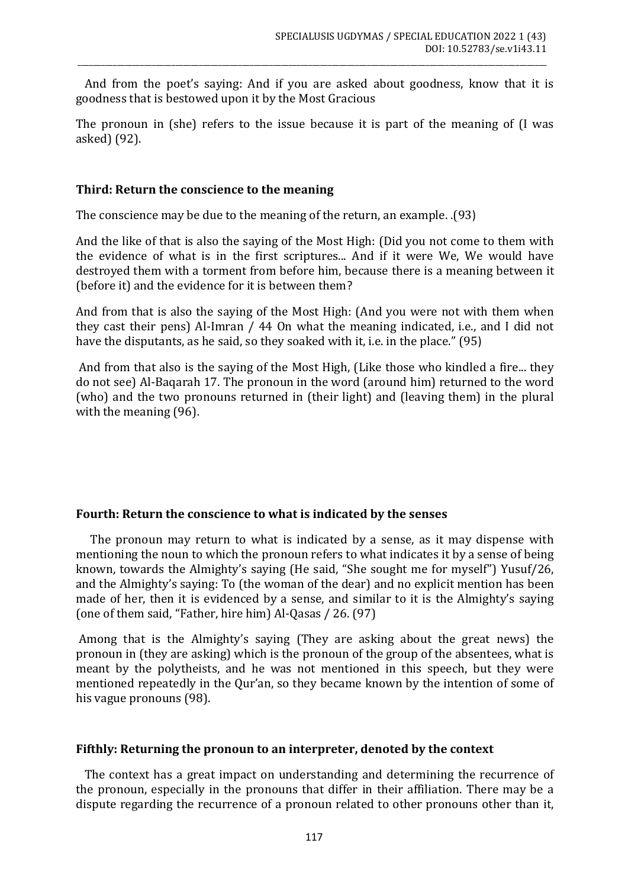And from the poet's saying: And if you are asked about goodness, know that it is goodness that is bestowed upon it by the Most Gracious

The pronoun in (she) refers to the issue because it is part of the meaning of (I was asked) (92).

**Third: Return the conscience to the meaning**

The conscience may be due to the meaning of the return, an example. .(93)

And the like of that is also the saying of the Most High: (Did you not come to them with the evidence of what is in the first scriptures... And if it were We, We would have destroyed them with a torment from before him, because there is a meaning between it (before it) and the evidence for it is between them?

And from that is also the saying of the Most High: (And you were not with them when they cast their pens) Al-Imran / 44 On what the meaning indicated, i.e., and I did not have the disputants, as he said, so they soaked with it, i.e. in the place." (95)

And from that also is the saying of the Most High, (Like those who kindled a fire... they do not see) Al-Baqarah 17. The pronoun in the word (around him) returned to the word (who) and the two pronouns returned in (their light) and (leaving them) in the plural with the meaning (96).

**Fourth: Return the conscience to what is indicated by the senses**

The pronoun may return to what is indicated by a sense, as it may dispense with mentioning the noun to which the pronoun refers to what indicates it by a sense of being known, towards the Almighty's saying (He said, "She sought me for myself") Yusuf/26, and the Almighty's saying: To (the woman of the dear) and no explicit mention has been made of her, then it is evidenced by a sense, and similar to it is the Almighty's saying (one of them said, "Father, hire him) Al-Qasas / 26. (97)

Among that is the Almighty's saying (They are asking about the great news) the pronoun in (they are asking) which is the pronoun of the group of the absentees, what is meant by the polytheists, and he was not mentioned in this speech, but they were mentioned repeatedly in the Qur'an, so they became known by the intention of some of his vague pronouns (98).

**Fifthly: Returning the pronoun to an interpreter, denoted by the context**

The context has a great impact on understanding and determining the recurrence of the pronoun, especially in the pronouns that differ in their affiliation. There may be a dispute regarding the recurrence of a pronoun related to other pronouns other than it,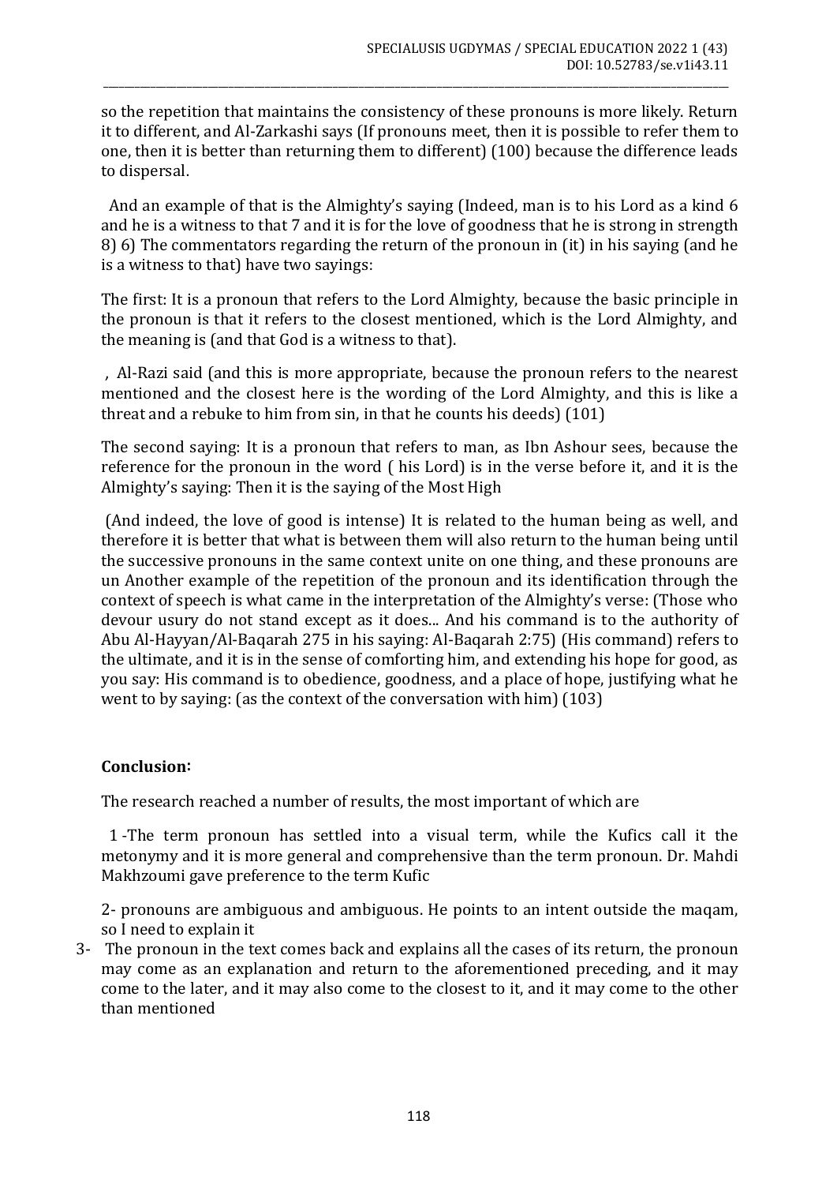so the repetition that maintains the consistency of these pronouns is more likely. Return it to different, and Al-Zarkashi says (If pronouns meet, then it is possible to refer them to one, then it is better than returning them to different) (100) because the difference leads to dispersal.

And an example of that is the Almighty's saying (Indeed, man is to his Lord as a kind 6 and he is a witness to that 7 and it is for the love of goodness that he is strong in strength 8) 6) The commentators regarding the return of the pronoun in (it) in his saying (and he is a witness to that) have two sayings:

The first: It is a pronoun that refers to the Lord Almighty, because the basic principle in the pronoun is that it refers to the closest mentioned, which is the Lord Almighty, and the meaning is (and that God is a witness to that).

, Al-Razi said (and this is more appropriate, because the pronoun refers to the nearest mentioned and the closest here is the wording of the Lord Almighty, and this is like a threat and a rebuke to him from sin, in that he counts his deeds) (101)

The second saying: It is a pronoun that refers to man, as Ibn Ashour sees, because the reference for the pronoun in the word ( his Lord) is in the verse before it, and it is the Almighty's saying: Then it is the saying of the Most High

(And indeed, the love of good is intense) It is related to the human being as well, and therefore it is better that what is between them will also return to the human being until the successive pronouns in the same context unite on one thing, and these pronouns are un Another example of the repetition of the pronoun and its identification through the context of speech is what came in the interpretation of the Almighty's verse: (Those who devour usury do not stand except as it does... And his command is to the authority of Abu Al-Hayyan/Al-Baqarah 275 in his saying: Al-Baqarah 2:75) (His command) refers to the ultimate, and it is in the sense of comforting him, and extending his hope for good, as you say: His command is to obedience, goodness, and a place of hope, justifying what he went to by saying: (as the context of the conversation with him) (103)

**Conclusion:**

The research reached a number of results, the most important of which are

1 -The term pronoun has settled into a visual term, while the Kufics call it the metonymy and it is more general and comprehensive than the term pronoun. Dr. Mahdi Makhzoumi gave preference to the term Kufic

2- pronouns are ambiguous and ambiguous. He points to an intent outside the maqam, so I need to explain it

3- The pronoun in the text comes back and explains all the cases of its return, the pronoun may come as an explanation and return to the aforementioned preceding, and it may come to the later, and it may also come to the closest to it, and it may come to the other than mentioned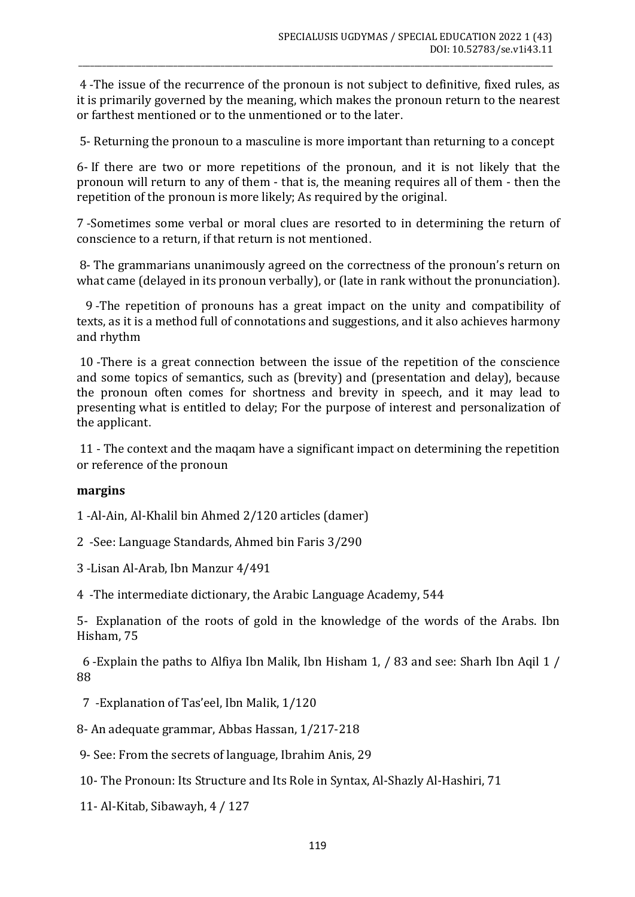4 -The issue of the recurrence of the pronoun is not subject to definitive, fixed rules, as it is primarily governed by the meaning, which makes the pronoun return to the nearest or farthest mentioned or to the unmentioned or to the later.

5- Returning the pronoun to a masculine is more important than returning to a concept

6- If there are two or more repetitions of the pronoun, and it is not likely that the pronoun will return to any of them - that is, the meaning requires all of them - then the repetition of the pronoun is more likely; As required by the original.

7 -Sometimes some verbal or moral clues are resorted to in determining the return of conscience to a return, if that return is not mentioned.

8- The grammarians unanimously agreed on the correctness of the pronoun's return on what came (delayed in its pronoun verbally), or (late in rank without the pronunciation).

9 -The repetition of pronouns has a great impact on the unity and compatibility of texts, as it is a method full of connotations and suggestions, and it also achieves harmony and rhythm

10 -There is a great connection between the issue of the repetition of the conscience and some topics of semantics, such as (brevity) and (presentation and delay), because the pronoun often comes for shortness and brevity in speech, and it may lead to presenting what is entitled to delay; For the purpose of interest and personalization of the applicant.

11 - The context and the maqam have a significant impact on determining the repetition or reference of the pronoun

**margins**

1 -Al-Ain, Al-Khalil bin Ahmed 2/120 articles (damer)

2 -See: Language Standards, Ahmed bin Faris 3/290

3 -Lisan Al-Arab, Ibn Manzur 4/491

4 -The intermediate dictionary, the Arabic Language Academy, 544

5- Explanation of the roots of gold in the knowledge of the words of the Arabs. Ibn Hisham, 75

6 -Explain the paths to Alfiya Ibn Malik, Ibn Hisham 1, / 83 and see: Sharh Ibn Aqil 1 / 88

7 -Explanation of Tas'eel, Ibn Malik, 1/120

8- An adequate grammar, Abbas Hassan, 1/217-218

9- See: From the secrets of language, Ibrahim Anis, 29

10- The Pronoun: Its Structure and Its Role in Syntax, Al-Shazly Al-Hashiri, 71

11- Al-Kitab, Sibawayh, 4 / 127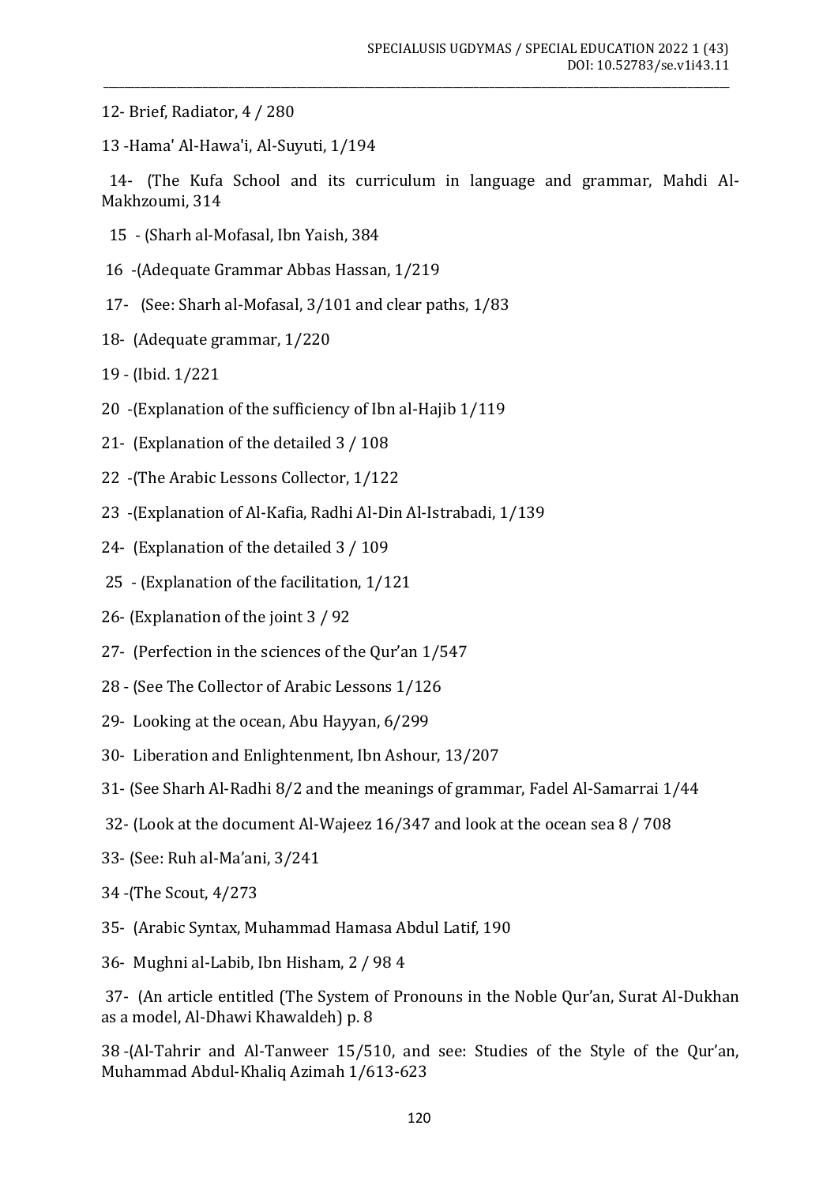12- Brief, Radiator, 4 / 280

13 -Hama' Al-Hawa'i, Al-Suyuti, 1/194

14- (The Kufa School and its curriculum in language and grammar, Mahdi Al-Makhzoumi, 314

15 - (Sharh al-Mofasal, Ibn Yaish, 384

16 -(Adequate Grammar Abbas Hassan, 1/219

17- (See: Sharh al-Mofasal, 3/101 and clear paths, 1/83

18- (Adequate grammar, 1/220

19 - (Ibid. 1/221

20 -(Explanation of the sufficiency of Ibn al-Hajib 1/119

21- (Explanation of the detailed 3 / 108

22 -(The Arabic Lessons Collector, 1/122

23 -(Explanation of Al-Kafia, Radhi Al-Din Al-Istrabadi, 1/139

24- (Explanation of the detailed 3 / 109

25 - (Explanation of the facilitation, 1/121

26- (Explanation of the joint 3 / 92

27- (Perfection in the sciences of the Qur'an 1/547

28 - (See The Collector of Arabic Lessons 1/126

29- Looking at the ocean, Abu Hayyan, 6/299

30- Liberation and Enlightenment, Ibn Ashour, 13/207

31- (See Sharh Al-Radhi 8/2 and the meanings of grammar, Fadel Al-Samarrai 1/44

32- (Look at the document Al-Wajeez 16/347 and look at the ocean sea 8 / 708

33- (See: Ruh al-Ma'ani, 3/241

34 -(The Scout, 4/273

35- (Arabic Syntax, Muhammad Hamasa Abdul Latif, 190

36- Mughni al-Labib, Ibn Hisham, 2 / 98 4

37- (An article entitled (The System of Pronouns in the Noble Qur'an, Surat Al-Dukhan as a model, Al-Dhawi Khawaldeh) p. 8

38 -(Al-Tahrir and Al-Tanweer 15/510, and see: Studies of the Style of the Qur'an, Muhammad Abdul-Khaliq Azimah 1/613-623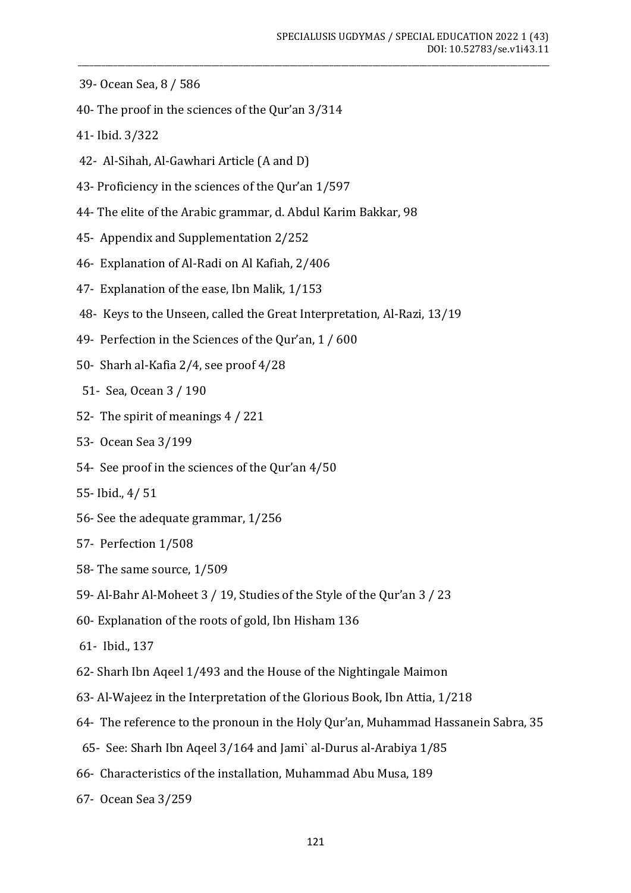39- Ocean Sea, 8 / 586

40- The proof in the sciences of the Qur'an 3/314

41- Ibid. 3/322

42- Al-Sihah, Al-Gawhari Article (A and D)

43- Proficiency in the sciences of the Qur'an 1/597

44- The elite of the Arabic grammar, d. Abdul Karim Bakkar, 98

45- Appendix and Supplementation 2/252

46- Explanation of Al-Radi on Al Kafiah, 2/406

47- Explanation of the ease, Ibn Malik, 1/153

48- Keys to the Unseen, called the Great Interpretation, Al-Razi, 13/19

49- Perfection in the Sciences of the Qur'an, 1 / 600

50- Sharh al-Kafia 2/4, see proof 4/28

51- Sea, Ocean 3 / 190

52- The spirit of meanings 4 / 221

53- Ocean Sea 3/199

54- See proof in the sciences of the Qur'an 4/50

55- Ibid., 4/ 51

56- See the adequate grammar, 1/256

57- Perfection 1/508

58- The same source, 1/509

59- Al-Bahr Al-Moheet 3 / 19, Studies of the Style of the Qur'an 3 / 23

60- Explanation of the roots of gold, Ibn Hisham 136

61- Ibid., 137

62- Sharh Ibn Aqeel 1/493 and the House of the Nightingale Maimon

63- Al-Wajeez in the Interpretation of the Glorious Book, Ibn Attia, 1/218

64- The reference to the pronoun in the Holy Qur'an, Muhammad Hassanein Sabra, 35

65- See: Sharh Ibn Aqeel 3/164 and Jami` al-Durus al-Arabiya 1/85

66- Characteristics of the installation, Muhammad Abu Musa, 189

67- Ocean Sea 3/259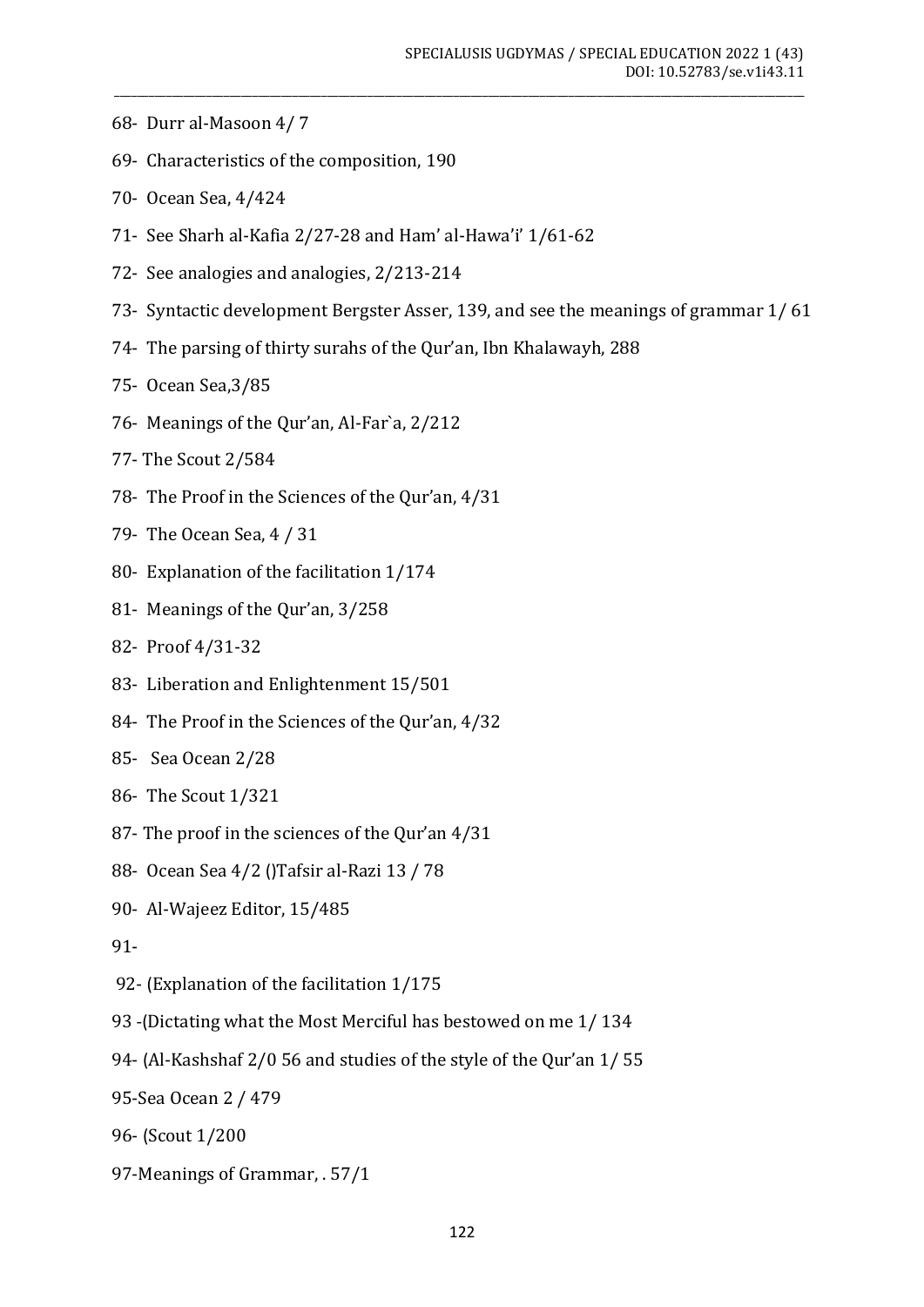68- Durr al-Masoon 4/ 7

69- Characteristics of the composition, 190

70- Ocean Sea, 4/424

71- See Sharh al-Kafia 2/27-28 and Ham' al-Hawa'i' 1/61-62

72- See analogies and analogies, 2/213-214

73- Syntactic development Bergster Asser, 139, and see the meanings of grammar 1/ 61

74- The parsing of thirty surahs of the Qur'an, Ibn Khalawayh, 288

75- Ocean Sea,3/85

76- Meanings of the Qur'an, Al-Far`a, 2/212

77- The Scout 2/584

78- The Proof in the Sciences of the Qur'an, 4/31

79- The Ocean Sea, 4 / 31

80- Explanation of the facilitation 1/174

81- Meanings of the Qur'an, 3/258

82- Proof 4/31-32

83- Liberation and Enlightenment 15/501

84- The Proof in the Sciences of the Qur'an, 4/32

85- Sea Ocean 2/28

86- The Scout 1/321

87- The proof in the sciences of the Qur'an 4/31

88- Ocean Sea 4/2 ()Tafsir al-Razi 13 / 78

90- Al-Wajeez Editor, 15/485

91-

92- (Explanation of the facilitation 1/175

93 -(Dictating what the Most Merciful has bestowed on me 1/ 134

94- (Al-Kashshaf 2/0 56 and studies of the style of the Qur'an 1/ 55

95-Sea Ocean 2 / 479

96- (Scout 1/200

97-Meanings of Grammar, . 57/1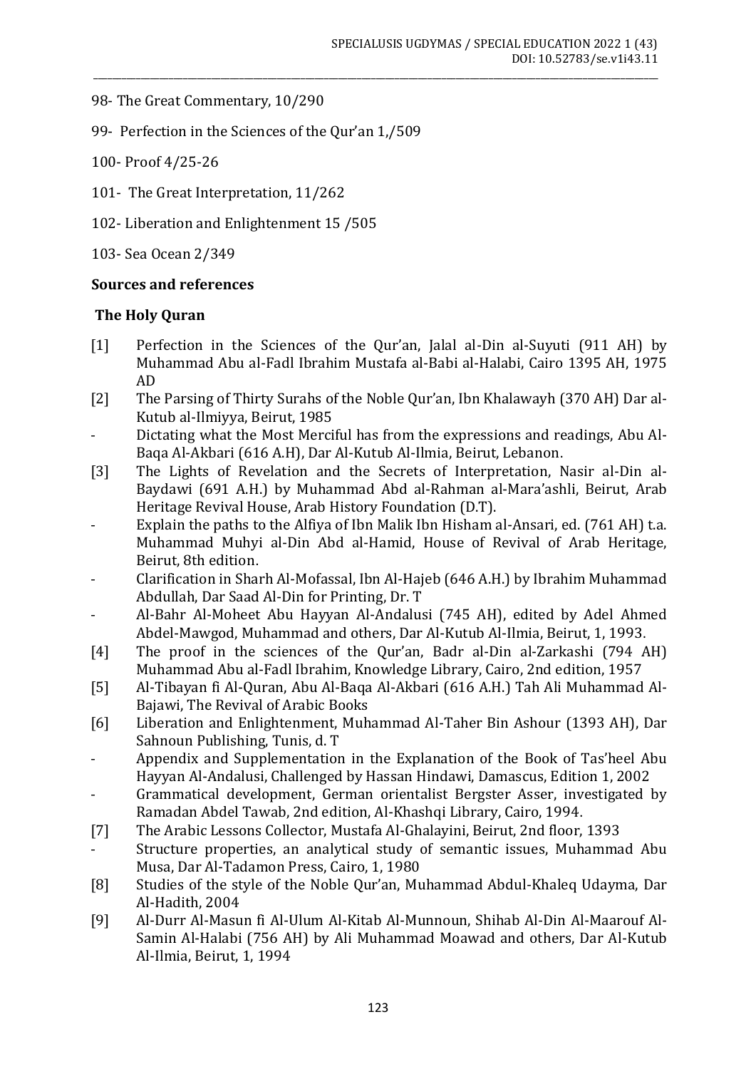98- The Great Commentary, 10/290

99- Perfection in the Sciences of the Qur'an 1,/509

100- Proof 4/25-26

101- The Great Interpretation, 11/262

102- Liberation and Enlightenment 15 /505

103- Sea Ocean 2/349

**Sources and references**

**The Holy Quran**

[1] Perfection in the Sciences of the Qur'an, Jalal al-Din al-Suyuti (911 AH) by Muhammad Abu al-Fadl Ibrahim Mustafa al-Babi al-Halabi, Cairo 1395 AH, 1975 AD

[2] The Parsing of Thirty Surahs of the Noble Qur'an, Ibn Khalawayh (370 AH) Dar al-Kutub al-Ilmiyya, Beirut, 1985

- Dictating what the Most Merciful has from the expressions and readings, Abu Al-Baqa Al-Akbari (616 A.H), Dar Al-Kutub Al-Ilmia, Beirut, Lebanon.

[3] The Lights of Revelation and the Secrets of Interpretation, Nasir al-Din al-Baydawi (691 A.H.) by Muhammad Abd al-Rahman al-Mara'ashli, Beirut, Arab Heritage Revival House, Arab History Foundation (D.T).

- Explain the paths to the Alfiya of Ibn Malik Ibn Hisham al-Ansari, ed. (761 AH) t.a. Muhammad Muhyi al-Din Abd al-Hamid, House of Revival of Arab Heritage, Beirut, 8th edition.

- Clarification in Sharh Al-Mofassal, Ibn Al-Hajeb (646 A.H.) by Ibrahim Muhammad Abdullah, Dar Saad Al-Din for Printing, Dr. T

- Al-Bahr Al-Moheet Abu Hayyan Al-Andalusi (745 AH), edited by Adel Ahmed Abdel-Mawgod, Muhammad and others, Dar Al-Kutub Al-Ilmia, Beirut, 1, 1993.

[4] The proof in the sciences of the Qur'an, Badr al-Din al-Zarkashi (794 AH) Muhammad Abu al-Fadl Ibrahim, Knowledge Library, Cairo, 2nd edition, 1957

[5] Al-Tibayan fi Al-Quran, Abu Al-Baqa Al-Akbari (616 A.H.) Tah Ali Muhammad Al-Bajawi, The Revival of Arabic Books

[6] Liberation and Enlightenment, Muhammad Al-Taher Bin Ashour (1393 AH), Dar Sahnoun Publishing, Tunis, d. T

- Appendix and Supplementation in the Explanation of the Book of Tas'heel Abu Hayyan Al-Andalusi, Challenged by Hassan Hindawi, Damascus, Edition 1, 2002

- Grammatical development, German orientalist Bergster Asser, investigated by Ramadan Abdel Tawab, 2nd edition, Al-Khashqi Library, Cairo, 1994.

[7] The Arabic Lessons Collector, Mustafa Al-Ghalayini, Beirut, 2nd floor, 1393

- Structure properties, an analytical study of semantic issues, Muhammad Abu Musa, Dar Al-Tadamon Press, Cairo, 1, 1980

[8] Studies of the style of the Noble Qur'an, Muhammad Abdul-Khaleq Udayma, Dar Al-Hadith, 2004

[9] Al-Durr Al-Masun fi Al-Ulum Al-Kitab Al-Munnoun, Shihab Al-Din Al-Maarouf Al-Samin Al-Halabi (756 AH) by Ali Muhammad Moawad and others, Dar Al-Kutub Al-Ilmia, Beirut, 1, 1994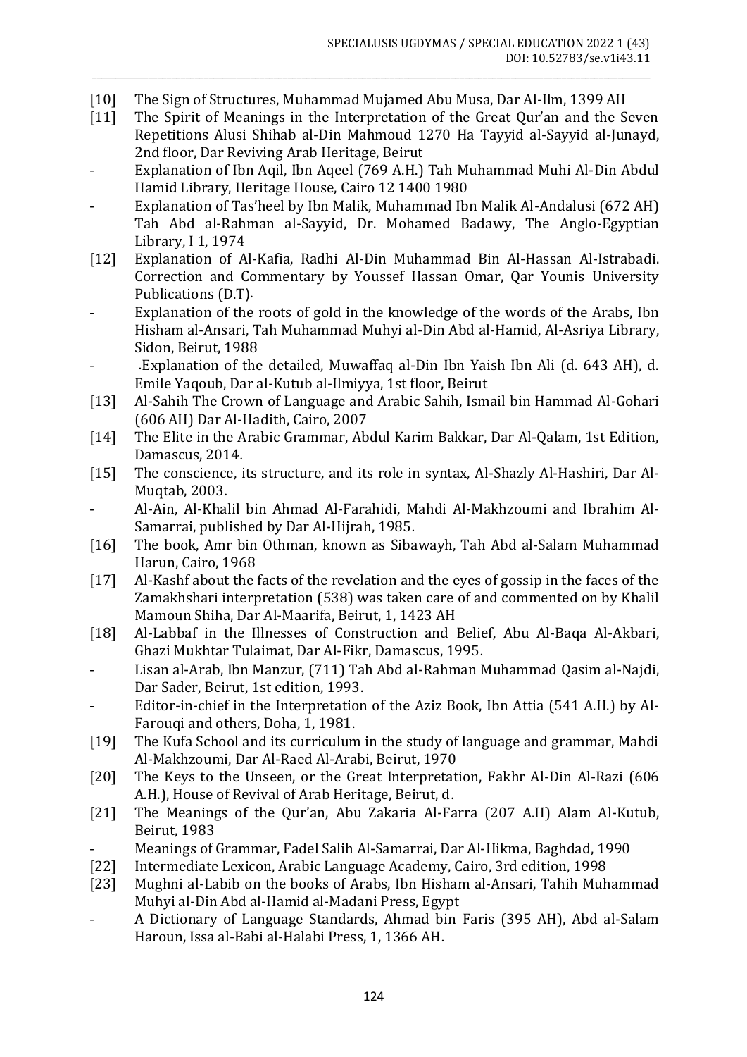[10] The Sign of Structures, Muhammad Mujamed Abu Musa, Dar Al-Ilm, 1399 AH

[11] The Spirit of Meanings in the Interpretation of the Great Qur'an and the Seven Repetitions Alusi Shihab al-Din Mahmoud 1270 Ha Tayyid al-Sayyid al-Junayd, 2nd floor, Dar Reviving Arab Heritage, Beirut

- Explanation of Ibn Aqil, Ibn Aqeel (769 A.H.) Tah Muhammad Muhi Al-Din Abdul Hamid Library, Heritage House, Cairo 12 1400 1980
- Explanation of Tas'heel by Ibn Malik, Muhammad Ibn Malik Al-Andalusi (672 AH) Tah Abd al-Rahman al-Sayyid, Dr. Mohamed Badawy, The Anglo-Egyptian Library, I 1, 1974

[12] Explanation of Al-Kafia, Radhi Al-Din Muhammad Bin Al-Hassan Al-Istrabadi. Correction and Commentary by Youssef Hassan Omar, Qar Younis University Publications (D.T).

- Explanation of the roots of gold in the knowledge of the words of the Arabs, Ibn Hisham al-Ansari, Tah Muhammad Muhyi al-Din Abd al-Hamid, Al-Asriya Library, Sidon, Beirut, 1988
- .Explanation of the detailed, Muwaffaq al-Din Ibn Yaish Ibn Ali (d. 643 AH), d. Emile Yaqoub, Dar al-Kutub al-Ilmiyya, 1st floor, Beirut

[13] Al-Sahih The Crown of Language and Arabic Sahih, Ismail bin Hammad Al-Gohari (606 AH) Dar Al-Hadith, Cairo, 2007

[14] The Elite in the Arabic Grammar, Abdul Karim Bakkar, Dar Al-Qalam, 1st Edition, Damascus, 2014.

[15] The conscience, its structure, and its role in syntax, Al-Shazly Al-Hashiri, Dar Al-Muqtab, 2003.

- Al-Ain, Al-Khalil bin Ahmad Al-Farahidi, Mahdi Al-Makhzoumi and Ibrahim Al-Samarrai, published by Dar Al-Hijrah, 1985.

[16] The book, Amr bin Othman, known as Sibawayh, Tah Abd al-Salam Muhammad Harun, Cairo, 1968

[17] Al-Kashf about the facts of the revelation and the eyes of gossip in the faces of the Zamakhshari interpretation (538) was taken care of and commented on by Khalil Mamoun Shiha, Dar Al-Maarifa, Beirut, 1, 1423 AH

[18] Al-Labbaf in the Illnesses of Construction and Belief, Abu Al-Baqa Al-Akbari, Ghazi Mukhtar Tulaimat, Dar Al-Fikr, Damascus, 1995.

- Lisan al-Arab, Ibn Manzur, (711) Tah Abd al-Rahman Muhammad Qasim al-Najdi, Dar Sader, Beirut, 1st edition, 1993.
- Editor-in-chief in the Interpretation of the Aziz Book, Ibn Attia (541 A.H.) by Al-Farouqi and others, Doha, 1, 1981.

[19] The Kufa School and its curriculum in the study of language and grammar, Mahdi Al-Makhzoumi, Dar Al-Raed Al-Arabi, Beirut, 1970

[20] The Keys to the Unseen, or the Great Interpretation, Fakhr Al-Din Al-Razi (606 A.H.), House of Revival of Arab Heritage, Beirut, d.

[21] The Meanings of the Qur'an, Abu Zakaria Al-Farra (207 A.H) Alam Al-Kutub, Beirut, 1983

- Meanings of Grammar, Fadel Salih Al-Samarrai, Dar Al-Hikma, Baghdad, 1990

[22] Intermediate Lexicon, Arabic Language Academy, Cairo, 3rd edition, 1998

[23] Mughni al-Labib on the books of Arabs, Ibn Hisham al-Ansari, Tahih Muhammad Muhyi al-Din Abd al-Hamid al-Madani Press, Egypt

- A Dictionary of Language Standards, Ahmad bin Faris (395 AH), Abd al-Salam Haroun, Issa al-Babi al-Halabi Press, 1, 1366 AH.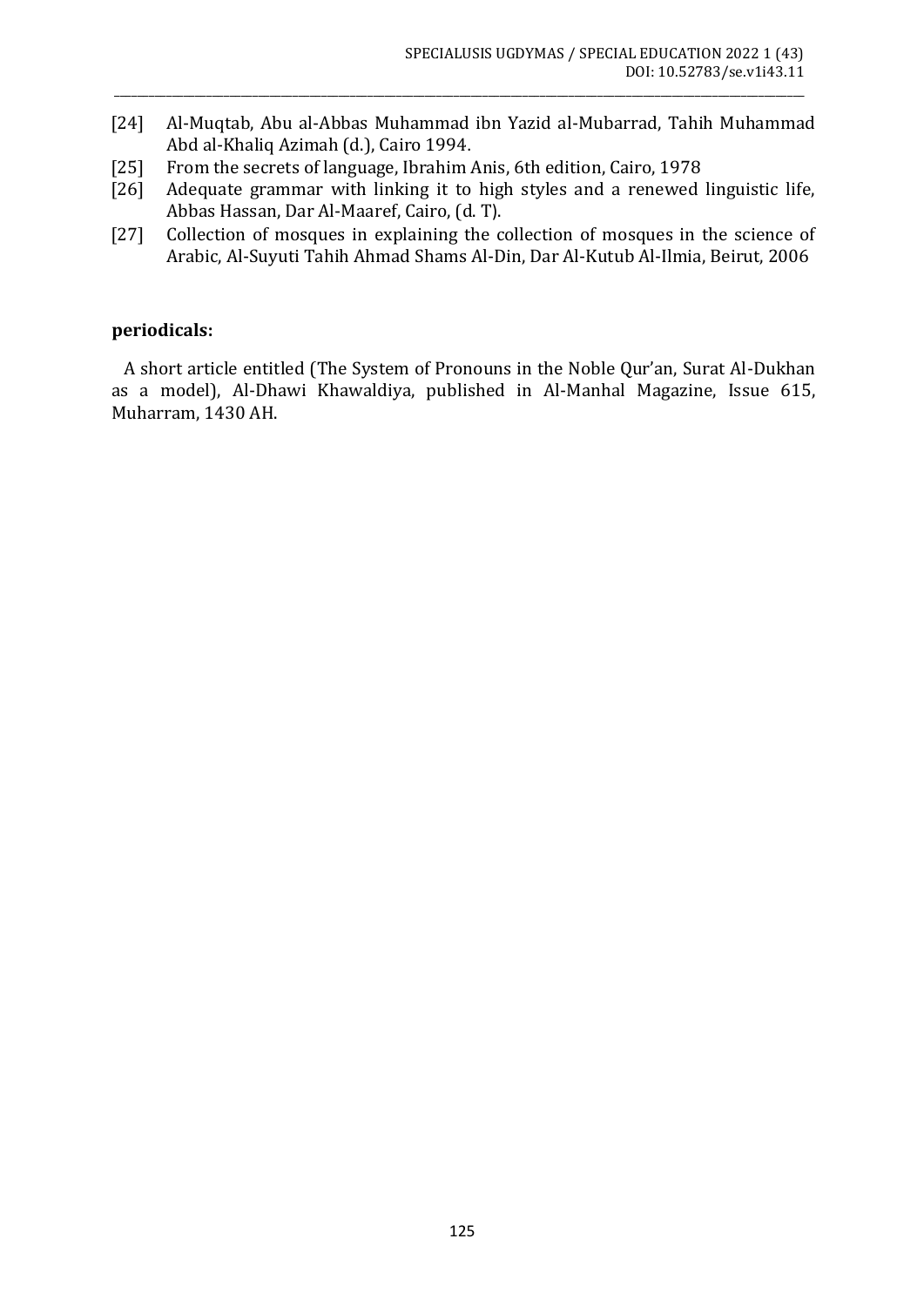[24] Al-Muqtab, Abu al-Abbas Muhammad ibn Yazid al-Mubarrad, Tahih Muhammad Abd al-Khaliq Azimah (d.), Cairo 1994.

[25] From the secrets of language, Ibrahim Anis, 6th edition, Cairo, 1978

[26] Adequate grammar with linking it to high styles and a renewed linguistic life, Abbas Hassan, Dar Al-Maaref, Cairo, (d. T).

[27] Collection of mosques in explaining the collection of mosques in the science of Arabic, Al-Suyuti Tahih Ahmad Shams Al-Din, Dar Al-Kutub Al-Ilmia, Beirut, 2006

**periodicals:**

A short article entitled (The System of Pronouns in the Noble Qur'an, Surat Al-Dukhan as a model), Al-Dhawi Khawaldiya, published in Al-Manhal Magazine, Issue 615, Muharram, 1430 AH.